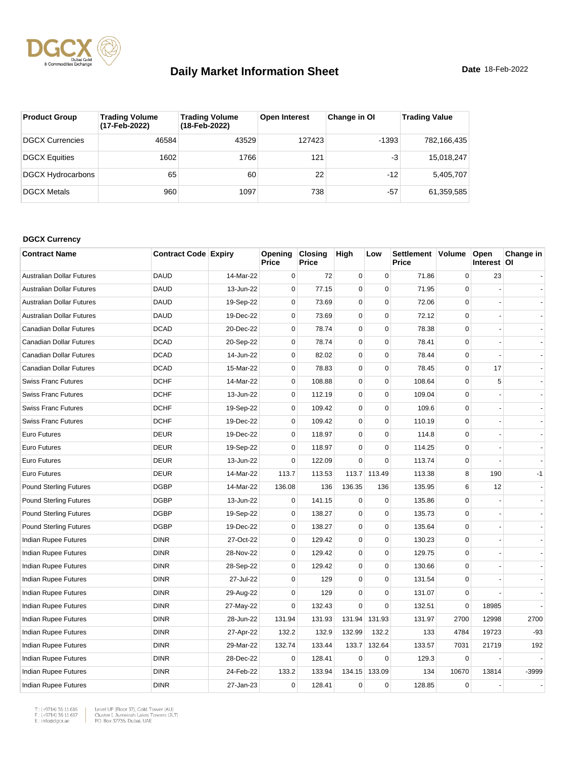# Daily Market Information Sheet

**Date** 18-Feb-2022

| Product Group | Trading Volume (17-Feb-2022) | Trading Volume (18-Feb-2022) | Open Interest | Change in OI | Trading Value |
|---|---|---|---|---|---|
| DGCX Currencies | 46584 | 43529 | 127423 | -1393 | 782,166,435 |
| DGCX Equities | 1602 | 1766 | 121 | -3 | 15,018,247 |
| DGCX Hydrocarbons | 65 | 60 | 22 | -12 | 5,405,707 |
| DGCX Metals | 960 | 1097 | 738 | -57 | 61,359,585 |

**DGCX Currency**

| Contract Name | Contract Code | Expiry | Opening Price | Closing Price | High | Low | Settlement Price | Volume | Open Interest | Change in OI |
|---|---|---|---|---|---|---|---|---|---|---|
| Australian Dollar Futures | DAUD | 14-Mar-22 | 0 | 72 | 0 | 0 | 71.86 | 0 | 23 | - |
| Australian Dollar Futures | DAUD | 13-Jun-22 | 0 | 77.15 | 0 | 0 | 71.95 | 0 | - | - |
| Australian Dollar Futures | DAUD | 19-Sep-22 | 0 | 73.69 | 0 | 0 | 72.06 | 0 | - | - |
| Australian Dollar Futures | DAUD | 19-Dec-22 | 0 | 73.69 | 0 | 0 | 72.12 | 0 | - | - |
| Canadian Dollar Futures | DCAD | 20-Dec-22 | 0 | 78.74 | 0 | 0 | 78.38 | 0 | - | - |
| Canadian Dollar Futures | DCAD | 20-Sep-22 | 0 | 78.74 | 0 | 0 | 78.41 | 0 | - | - |
| Canadian Dollar Futures | DCAD | 14-Jun-22 | 0 | 82.02 | 0 | 0 | 78.44 | 0 | - | - |
| Canadian Dollar Futures | DCAD | 15-Mar-22 | 0 | 78.83 | 0 | 0 | 78.45 | 0 | 17 | - |
| Swiss Franc Futures | DCHF | 14-Mar-22 | 0 | 108.88 | 0 | 0 | 108.64 | 0 | 5 | - |
| Swiss Franc Futures | DCHF | 13-Jun-22 | 0 | 112.19 | 0 | 0 | 109.04 | 0 | - | - |
| Swiss Franc Futures | DCHF | 19-Sep-22 | 0 | 109.42 | 0 | 0 | 109.6 | 0 | - | - |
| Swiss Franc Futures | DCHF | 19-Dec-22 | 0 | 109.42 | 0 | 0 | 110.19 | 0 | - | - |
| Euro Futures | DEUR | 19-Dec-22 | 0 | 118.97 | 0 | 0 | 114.8 | 0 | - | - |
| Euro Futures | DEUR | 19-Sep-22 | 0 | 118.97 | 0 | 0 | 114.25 | 0 | - | - |
| Euro Futures | DEUR | 13-Jun-22 | 0 | 122.09 | 0 | 0 | 113.74 | 0 | - | - |
| Euro Futures | DEUR | 14-Mar-22 | 113.7 | 113.53 | 113.7 | 113.49 | 113.38 | 8 | 190 | -1 |
| Pound Sterling Futures | DGBP | 14-Mar-22 | 136.08 | 136 | 136.35 | 136 | 135.95 | 6 | 12 | - |
| Pound Sterling Futures | DGBP | 13-Jun-22 | 0 | 141.15 | 0 | 0 | 135.86 | 0 | - | - |
| Pound Sterling Futures | DGBP | 19-Sep-22 | 0 | 138.27 | 0 | 0 | 135.73 | 0 | - | - |
| Pound Sterling Futures | DGBP | 19-Dec-22 | 0 | 138.27 | 0 | 0 | 135.64 | 0 | - | - |
| Indian Rupee Futures | DINR | 27-Oct-22 | 0 | 129.42 | 0 | 0 | 130.23 | 0 | - | - |
| Indian Rupee Futures | DINR | 28-Nov-22 | 0 | 129.42 | 0 | 0 | 129.75 | 0 | - | - |
| Indian Rupee Futures | DINR | 28-Sep-22 | 0 | 129.42 | 0 | 0 | 130.66 | 0 | - | - |
| Indian Rupee Futures | DINR | 27-Jul-22 | 0 | 129 | 0 | 0 | 131.54 | 0 | - | - |
| Indian Rupee Futures | DINR | 29-Aug-22 | 0 | 129 | 0 | 0 | 131.07 | 0 | - | - |
| Indian Rupee Futures | DINR | 27-May-22 | 0 | 132.43 | 0 | 0 | 132.51 | 0 | 18985 | - |
| Indian Rupee Futures | DINR | 28-Jun-22 | 131.94 | 131.93 | 131.94 | 131.93 | 131.97 | 2700 | 12998 | 2700 |
| Indian Rupee Futures | DINR | 27-Apr-22 | 132.2 | 132.9 | 132.99 | 132.2 | 133 | 4784 | 19723 | -93 |
| Indian Rupee Futures | DINR | 29-Mar-22 | 132.74 | 133.44 | 133.7 | 132.64 | 133.57 | 7031 | 21719 | 192 |
| Indian Rupee Futures | DINR | 28-Dec-22 | 0 | 128.41 | 0 | 0 | 129.3 | 0 | - | - |
| Indian Rupee Futures | DINR | 24-Feb-22 | 133.2 | 133.94 | 134.15 | 133.09 | 134 | 10670 | 13814 | -3999 |
| Indian Rupee Futures | DINR | 27-Jan-23 | 0 | 128.41 | 0 | 0 | 128.85 | 0 | - | - |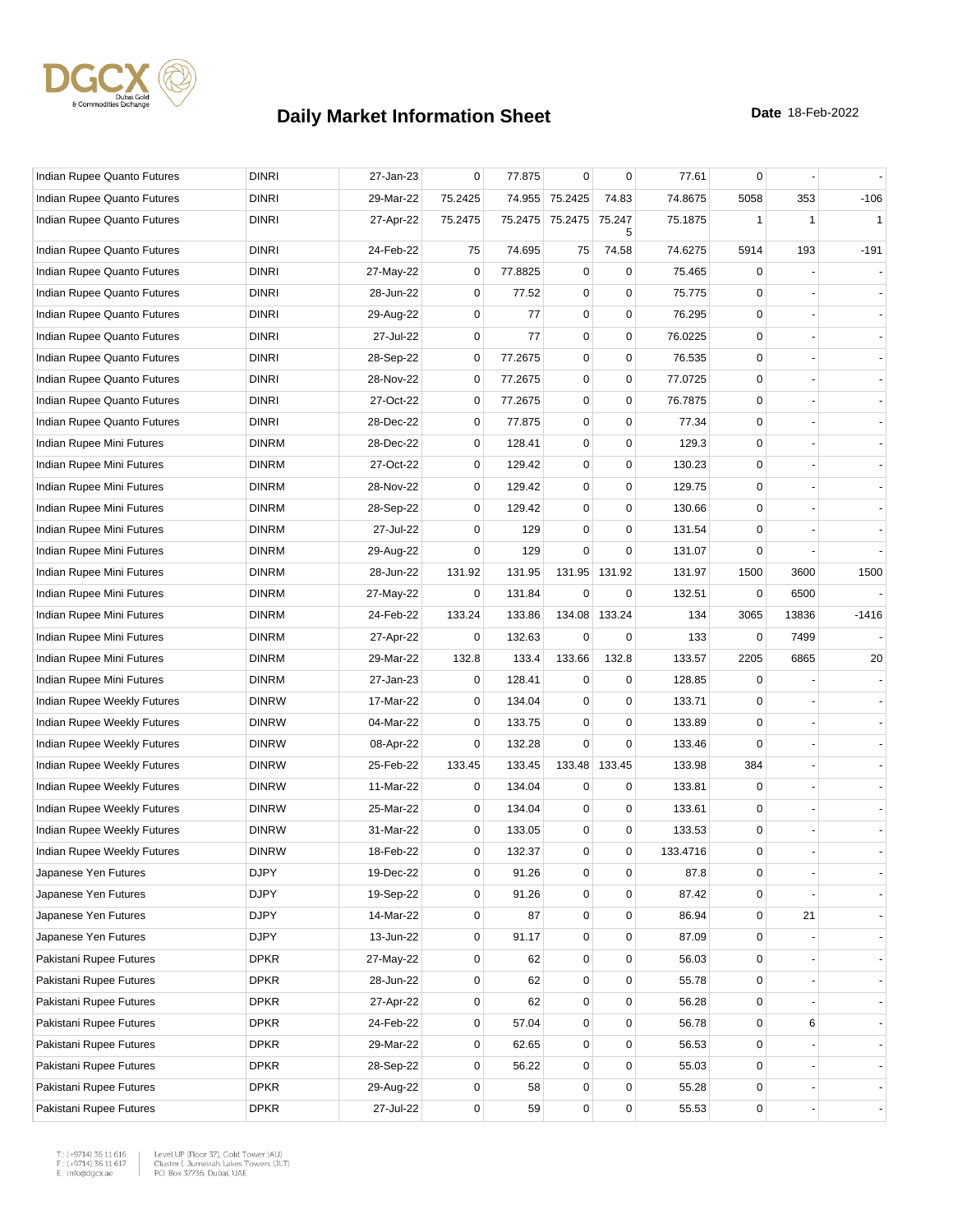# Daily Market Information Sheet

**Date** 18-Feb-2022

| | | | | | | | | | | |
|---|---|---|---|---|---|---|---|---|---|---|
| Indian Rupee Quanto Futures | DINRI | 27-Jan-23 | 0 | 77.875 | 0 | 0 | 77.61 | 0 | - | - |
| Indian Rupee Quanto Futures | DINRI | 29-Mar-22 | 75.2425 | 74.955 | 75.2425 | 74.83 | 74.8675 | 5058 | 353 | -106 |
| Indian Rupee Quanto Futures | DINRI | 27-Apr-22 | 75.2475 | 75.2475 | 75.2475 | 75.2475 | 75.1875 | 1 | 1 | 1 |
| Indian Rupee Quanto Futures | DINRI | 24-Feb-22 | 75 | 74.695 | 75 | 74.58 | 74.6275 | 5914 | 193 | -191 |
| Indian Rupee Quanto Futures | DINRI | 27-May-22 | 0 | 77.8825 | 0 | 0 | 75.465 | 0 | - | - |
| Indian Rupee Quanto Futures | DINRI | 28-Jun-22 | 0 | 77.52 | 0 | 0 | 75.775 | 0 | - | - |
| Indian Rupee Quanto Futures | DINRI | 29-Aug-22 | 0 | 77 | 0 | 0 | 76.295 | 0 | - | - |
| Indian Rupee Quanto Futures | DINRI | 27-Jul-22 | 0 | 77 | 0 | 0 | 76.0225 | 0 | - | - |
| Indian Rupee Quanto Futures | DINRI | 28-Sep-22 | 0 | 77.2675 | 0 | 0 | 76.535 | 0 | - | - |
| Indian Rupee Quanto Futures | DINRI | 28-Nov-22 | 0 | 77.2675 | 0 | 0 | 77.0725 | 0 | - | - |
| Indian Rupee Quanto Futures | DINRI | 27-Oct-22 | 0 | 77.2675 | 0 | 0 | 76.7875 | 0 | - | - |
| Indian Rupee Quanto Futures | DINRI | 28-Dec-22 | 0 | 77.875 | 0 | 0 | 77.34 | 0 | - | - |
| Indian Rupee Mini Futures | DINRM | 28-Dec-22 | 0 | 128.41 | 0 | 0 | 129.3 | 0 | - | - |
| Indian Rupee Mini Futures | DINRM | 27-Oct-22 | 0 | 129.42 | 0 | 0 | 130.23 | 0 | - | - |
| Indian Rupee Mini Futures | DINRM | 28-Nov-22 | 0 | 129.42 | 0 | 0 | 129.75 | 0 | - | - |
| Indian Rupee Mini Futures | DINRM | 28-Sep-22 | 0 | 129.42 | 0 | 0 | 130.66 | 0 | - | - |
| Indian Rupee Mini Futures | DINRM | 27-Jul-22 | 0 | 129 | 0 | 0 | 131.54 | 0 | - | - |
| Indian Rupee Mini Futures | DINRM | 29-Aug-22 | 0 | 129 | 0 | 0 | 131.07 | 0 | - | - |
| Indian Rupee Mini Futures | DINRM | 28-Jun-22 | 131.92 | 131.95 | 131.95 | 131.92 | 131.97 | 1500 | 3600 | 1500 |
| Indian Rupee Mini Futures | DINRM | 27-May-22 | 0 | 131.84 | 0 | 0 | 132.51 | 0 | 6500 | - |
| Indian Rupee Mini Futures | DINRM | 24-Feb-22 | 133.24 | 133.86 | 134.08 | 133.24 | 134 | 3065 | 13836 | -1416 |
| Indian Rupee Mini Futures | DINRM | 27-Apr-22 | 0 | 132.63 | 0 | 0 | 133 | 0 | 7499 | - |
| Indian Rupee Mini Futures | DINRM | 29-Mar-22 | 132.8 | 133.4 | 133.66 | 132.8 | 133.57 | 2205 | 6865 | 20 |
| Indian Rupee Mini Futures | DINRM | 27-Jan-23 | 0 | 128.41 | 0 | 0 | 128.85 | 0 | - | - |
| Indian Rupee Weekly Futures | DINRW | 17-Mar-22 | 0 | 134.04 | 0 | 0 | 133.71 | 0 | - | - |
| Indian Rupee Weekly Futures | DINRW | 04-Mar-22 | 0 | 133.75 | 0 | 0 | 133.89 | 0 | - | - |
| Indian Rupee Weekly Futures | DINRW | 08-Apr-22 | 0 | 132.28 | 0 | 0 | 133.46 | 0 | - | - |
| Indian Rupee Weekly Futures | DINRW | 25-Feb-22 | 133.45 | 133.45 | 133.48 | 133.45 | 133.98 | 384 | - | - |
| Indian Rupee Weekly Futures | DINRW | 11-Mar-22 | 0 | 134.04 | 0 | 0 | 133.81 | 0 | - | - |
| Indian Rupee Weekly Futures | DINRW | 25-Mar-22 | 0 | 134.04 | 0 | 0 | 133.61 | 0 | - | - |
| Indian Rupee Weekly Futures | DINRW | 31-Mar-22 | 0 | 133.05 | 0 | 0 | 133.53 | 0 | - | - |
| Indian Rupee Weekly Futures | DINRW | 18-Feb-22 | 0 | 132.37 | 0 | 0 | 133.4716 | 0 | - | - |
| Japanese Yen Futures | DJPY | 19-Dec-22 | 0 | 91.26 | 0 | 0 | 87.8 | 0 | - | - |
| Japanese Yen Futures | DJPY | 19-Sep-22 | 0 | 91.26 | 0 | 0 | 87.42 | 0 | - | - |
| Japanese Yen Futures | DJPY | 14-Mar-22 | 0 | 87 | 0 | 0 | 86.94 | 0 | 21 | - |
| Japanese Yen Futures | DJPY | 13-Jun-22 | 0 | 91.17 | 0 | 0 | 87.09 | 0 | - | - |
| Pakistani Rupee Futures | DPKR | 27-May-22 | 0 | 62 | 0 | 0 | 56.03 | 0 | - | - |
| Pakistani Rupee Futures | DPKR | 28-Jun-22 | 0 | 62 | 0 | 0 | 55.78 | 0 | - | - |
| Pakistani Rupee Futures | DPKR | 27-Apr-22 | 0 | 62 | 0 | 0 | 56.28 | 0 | - | - |
| Pakistani Rupee Futures | DPKR | 24-Feb-22 | 0 | 57.04 | 0 | 0 | 56.78 | 0 | 6 | - |
| Pakistani Rupee Futures | DPKR | 29-Mar-22 | 0 | 62.65 | 0 | 0 | 56.53 | 0 | - | - |
| Pakistani Rupee Futures | DPKR | 28-Sep-22 | 0 | 56.22 | 0 | 0 | 55.03 | 0 | - | - |
| Pakistani Rupee Futures | DPKR | 29-Aug-22 | 0 | 58 | 0 | 0 | 55.28 | 0 | - | - |
| Pakistani Rupee Futures | DPKR | 27-Jul-22 | 0 | 59 | 0 | 0 | 55.53 | 0 | - | - |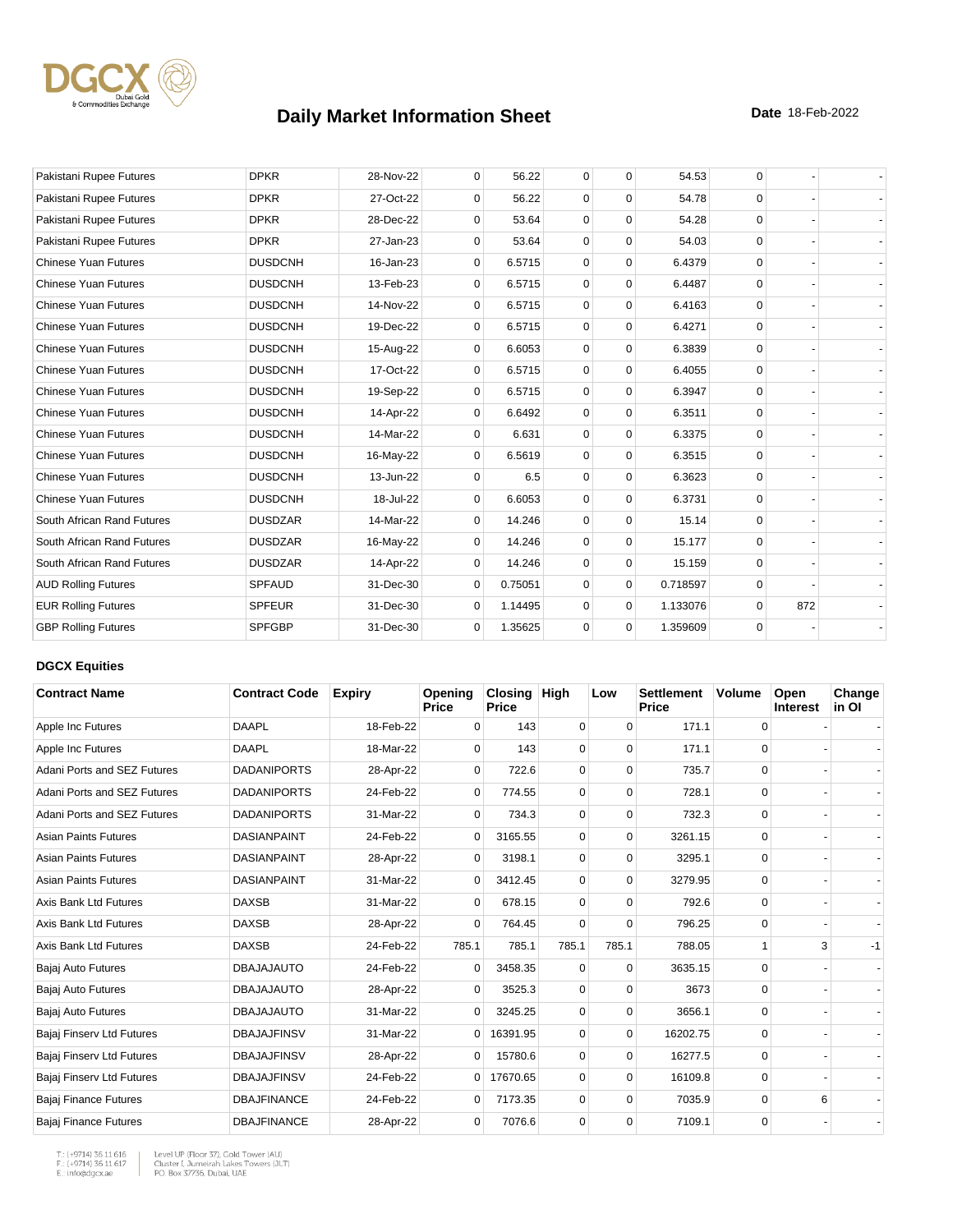# Daily Market Information Sheet

**Date** 18-Feb-2022

| | | | | | | | | | | |
|---|---|---|---|---|---|---|---|---|---|---|
| Pakistani Rupee Futures | DPKR | 28-Nov-22 | 0 | 56.22 | 0 | 0 | 54.53 | 0 | - | - |
| Pakistani Rupee Futures | DPKR | 27-Oct-22 | 0 | 56.22 | 0 | 0 | 54.78 | 0 | - | - |
| Pakistani Rupee Futures | DPKR | 28-Dec-22 | 0 | 53.64 | 0 | 0 | 54.28 | 0 | - | - |
| Pakistani Rupee Futures | DPKR | 27-Jan-23 | 0 | 53.64 | 0 | 0 | 54.03 | 0 | - | - |
| Chinese Yuan Futures | DUSDCNH | 16-Jan-23 | 0 | 6.5715 | 0 | 0 | 6.4379 | 0 | - | - |
| Chinese Yuan Futures | DUSDCNH | 13-Feb-23 | 0 | 6.5715 | 0 | 0 | 6.4487 | 0 | - | - |
| Chinese Yuan Futures | DUSDCNH | 14-Nov-22 | 0 | 6.5715 | 0 | 0 | 6.4163 | 0 | - | - |
| Chinese Yuan Futures | DUSDCNH | 19-Dec-22 | 0 | 6.5715 | 0 | 0 | 6.4271 | 0 | - | - |
| Chinese Yuan Futures | DUSDCNH | 15-Aug-22 | 0 | 6.6053 | 0 | 0 | 6.3839 | 0 | - | - |
| Chinese Yuan Futures | DUSDCNH | 17-Oct-22 | 0 | 6.5715 | 0 | 0 | 6.4055 | 0 | - | - |
| Chinese Yuan Futures | DUSDCNH | 19-Sep-22 | 0 | 6.5715 | 0 | 0 | 6.3947 | 0 | - | - |
| Chinese Yuan Futures | DUSDCNH | 14-Apr-22 | 0 | 6.6492 | 0 | 0 | 6.3511 | 0 | - | - |
| Chinese Yuan Futures | DUSDCNH | 14-Mar-22 | 0 | 6.631 | 0 | 0 | 6.3375 | 0 | - | - |
| Chinese Yuan Futures | DUSDCNH | 16-May-22 | 0 | 6.5619 | 0 | 0 | 6.3515 | 0 | - | - |
| Chinese Yuan Futures | DUSDCNH | 13-Jun-22 | 0 | 6.5 | 0 | 0 | 6.3623 | 0 | - | - |
| Chinese Yuan Futures | DUSDCNH | 18-Jul-22 | 0 | 6.6053 | 0 | 0 | 6.3731 | 0 | - | - |
| South African Rand Futures | DUSDZAR | 14-Mar-22 | 0 | 14.246 | 0 | 0 | 15.14 | 0 | - | - |
| South African Rand Futures | DUSDZAR | 16-May-22 | 0 | 14.246 | 0 | 0 | 15.177 | 0 | - | - |
| South African Rand Futures | DUSDZAR | 14-Apr-22 | 0 | 14.246 | 0 | 0 | 15.159 | 0 | - | - |
| AUD Rolling Futures | SPFAUD | 31-Dec-30 | 0 | 0.75051 | 0 | 0 | 0.718597 | 0 | - | - |
| EUR Rolling Futures | SPFEUR | 31-Dec-30 | 0 | 1.14495 | 0 | 0 | 1.133076 | 0 | 872 | - |
| GBP Rolling Futures | SPFGBP | 31-Dec-30 | 0 | 1.35625 | 0 | 0 | 1.359609 | 0 | - | - |

**DGCX Equities**

| Contract Name | Contract Code | Expiry | Opening Price | Closing Price | High | Low | Settlement Price | Volume | Open Interest | Change in OI |
|---|---|---|---|---|---|---|---|---|---|---|
| Apple Inc Futures | DAAPL | 18-Feb-22 | 0 | 143 | 0 | 0 | 171.1 | 0 | - | - |
| Apple Inc Futures | DAAPL | 18-Mar-22 | 0 | 143 | 0 | 0 | 171.1 | 0 | - | - |
| Adani Ports and SEZ Futures | DADANIPORTS | 28-Apr-22 | 0 | 722.6 | 0 | 0 | 735.7 | 0 | - | - |
| Adani Ports and SEZ Futures | DADANIPORTS | 24-Feb-22 | 0 | 774.55 | 0 | 0 | 728.1 | 0 | - | - |
| Adani Ports and SEZ Futures | DADANIPORTS | 31-Mar-22 | 0 | 734.3 | 0 | 0 | 732.3 | 0 | - | - |
| Asian Paints Futures | DASIANPAINT | 24-Feb-22 | 0 | 3165.55 | 0 | 0 | 3261.15 | 0 | - | - |
| Asian Paints Futures | DASIANPAINT | 28-Apr-22 | 0 | 3198.1 | 0 | 0 | 3295.1 | 0 | - | - |
| Asian Paints Futures | DASIANPAINT | 31-Mar-22 | 0 | 3412.45 | 0 | 0 | 3279.95 | 0 | - | - |
| Axis Bank Ltd Futures | DAXSB | 31-Mar-22 | 0 | 678.15 | 0 | 0 | 792.6 | 0 | - | - |
| Axis Bank Ltd Futures | DAXSB | 28-Apr-22 | 0 | 764.45 | 0 | 0 | 796.25 | 0 | - | - |
| Axis Bank Ltd Futures | DAXSB | 24-Feb-22 | 785.1 | 785.1 | 785.1 | 785.1 | 788.05 | 1 | 3 | -1 |
| Bajaj Auto Futures | DBAJAJAUTO | 24-Feb-22 | 0 | 3458.35 | 0 | 0 | 3635.15 | 0 | - | - |
| Bajaj Auto Futures | DBAJAJAUTO | 28-Apr-22 | 0 | 3525.3 | 0 | 0 | 3673 | 0 | - | - |
| Bajaj Auto Futures | DBAJAJAUTO | 31-Mar-22 | 0 | 3245.25 | 0 | 0 | 3656.1 | 0 | - | - |
| Bajaj Finserv Ltd Futures | DBAJAJFINSV | 31-Mar-22 | 0 | 16391.95 | 0 | 0 | 16202.75 | 0 | - | - |
| Bajaj Finserv Ltd Futures | DBAJAJFINSV | 28-Apr-22 | 0 | 15780.6 | 0 | 0 | 16277.5 | 0 | - | - |
| Bajaj Finserv Ltd Futures | DBAJAJFINSV | 24-Feb-22 | 0 | 17670.65 | 0 | 0 | 16109.8 | 0 | - | - |
| Bajaj Finance Futures | DBAJFINANCE | 24-Feb-22 | 0 | 7173.35 | 0 | 0 | 7035.9 | 0 | 6 | - |
| Bajaj Finance Futures | DBAJFINANCE | 28-Apr-22 | 0 | 7076.6 | 0 | 0 | 7109.1 | 0 | - | - |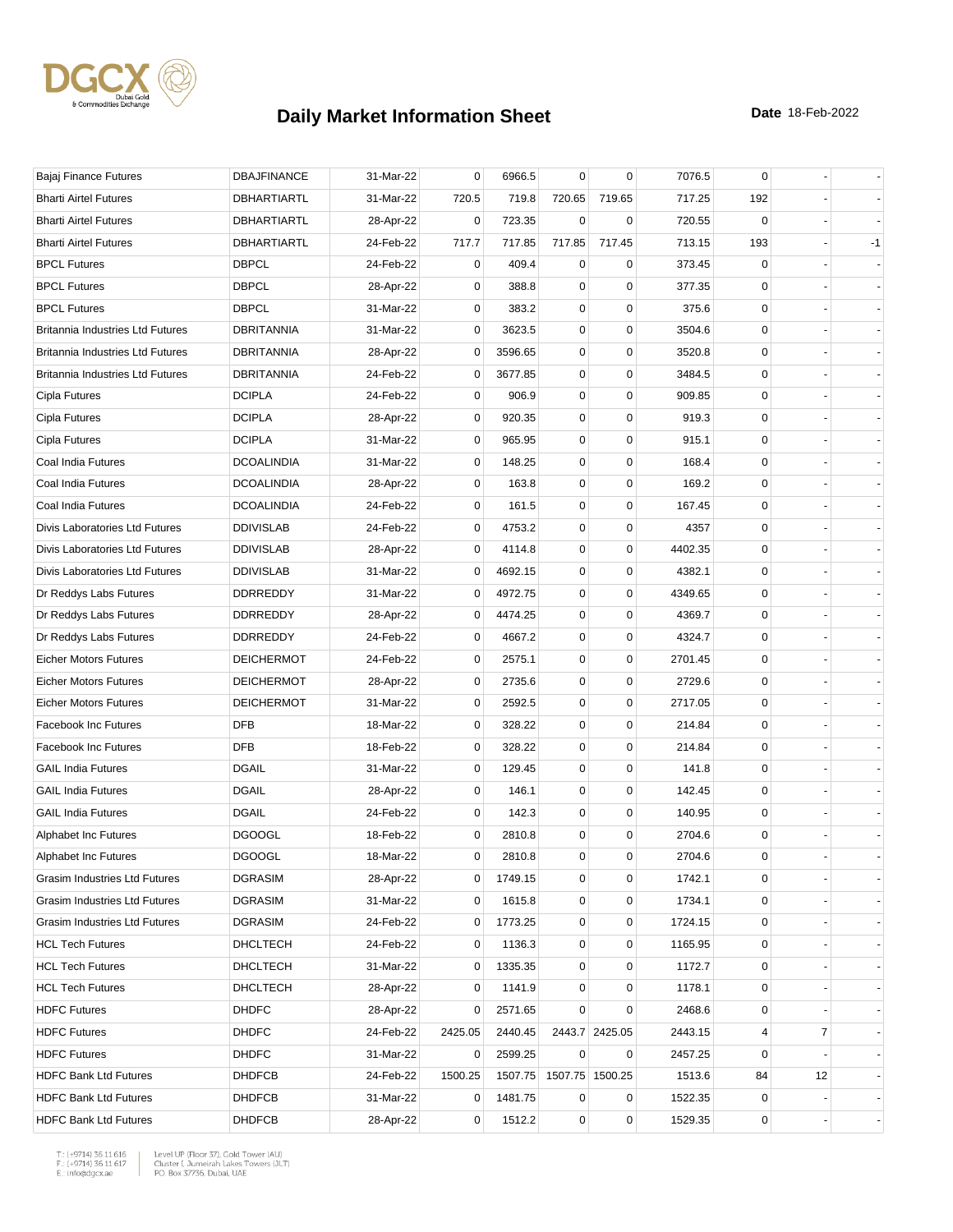# Daily Market Information Sheet

**Date** 18-Feb-2022

| | | | | | | | | | | |
|---|---|---|---|---|---|---|---|---|---|---|
| Bajaj Finance Futures | DBAJFINANCE | 31-Mar-22 | 0 | 6966.5 | 0 | 0 | 7076.5 | 0 | - | - |
| Bharti Airtel Futures | DBHARTIARTL | 31-Mar-22 | 720.5 | 719.8 | 720.65 | 719.65 | 717.25 | 192 | - | - |
| Bharti Airtel Futures | DBHARTIARTL | 28-Apr-22 | 0 | 723.35 | 0 | 0 | 720.55 | 0 | - | - |
| Bharti Airtel Futures | DBHARTIARTL | 24-Feb-22 | 717.7 | 717.85 | 717.85 | 717.45 | 713.15 | 193 | - | -1 |
| BPCL Futures | DBPCL | 24-Feb-22 | 0 | 409.4 | 0 | 0 | 373.45 | 0 | - | - |
| BPCL Futures | DBPCL | 28-Apr-22 | 0 | 388.8 | 0 | 0 | 377.35 | 0 | - | - |
| BPCL Futures | DBPCL | 31-Mar-22 | 0 | 383.2 | 0 | 0 | 375.6 | 0 | - | - |
| Britannia Industries Ltd Futures | DBRITANNIA | 31-Mar-22 | 0 | 3623.5 | 0 | 0 | 3504.6 | 0 | - | - |
| Britannia Industries Ltd Futures | DBRITANNIA | 28-Apr-22 | 0 | 3596.65 | 0 | 0 | 3520.8 | 0 | - | - |
| Britannia Industries Ltd Futures | DBRITANNIA | 24-Feb-22 | 0 | 3677.85 | 0 | 0 | 3484.5 | 0 | - | - |
| Cipla Futures | DCIPLA | 24-Feb-22 | 0 | 906.9 | 0 | 0 | 909.85 | 0 | - | - |
| Cipla Futures | DCIPLA | 28-Apr-22 | 0 | 920.35 | 0 | 0 | 919.3 | 0 | - | - |
| Cipla Futures | DCIPLA | 31-Mar-22 | 0 | 965.95 | 0 | 0 | 915.1 | 0 | - | - |
| Coal India Futures | DCOALINDIA | 31-Mar-22 | 0 | 148.25 | 0 | 0 | 168.4 | 0 | - | - |
| Coal India Futures | DCOALINDIA | 28-Apr-22 | 0 | 163.8 | 0 | 0 | 169.2 | 0 | - | - |
| Coal India Futures | DCOALINDIA | 24-Feb-22 | 0 | 161.5 | 0 | 0 | 167.45 | 0 | - | - |
| Divis Laboratories Ltd Futures | DDIVISLAB | 24-Feb-22 | 0 | 4753.2 | 0 | 0 | 4357 | 0 | - | - |
| Divis Laboratories Ltd Futures | DDIVISLAB | 28-Apr-22 | 0 | 4114.8 | 0 | 0 | 4402.35 | 0 | - | - |
| Divis Laboratories Ltd Futures | DDIVISLAB | 31-Mar-22 | 0 | 4692.15 | 0 | 0 | 4382.1 | 0 | - | - |
| Dr Reddys Labs Futures | DDRREDDY | 31-Mar-22 | 0 | 4972.75 | 0 | 0 | 4349.65 | 0 | - | - |
| Dr Reddys Labs Futures | DDRREDDY | 28-Apr-22 | 0 | 4474.25 | 0 | 0 | 4369.7 | 0 | - | - |
| Dr Reddys Labs Futures | DDRREDDY | 24-Feb-22 | 0 | 4667.2 | 0 | 0 | 4324.7 | 0 | - | - |
| Eicher Motors Futures | DEICHERMOT | 24-Feb-22 | 0 | 2575.1 | 0 | 0 | 2701.45 | 0 | - | - |
| Eicher Motors Futures | DEICHERMOT | 28-Apr-22 | 0 | 2735.6 | 0 | 0 | 2729.6 | 0 | - | - |
| Eicher Motors Futures | DEICHERMOT | 31-Mar-22 | 0 | 2592.5 | 0 | 0 | 2717.05 | 0 | - | - |
| Facebook Inc Futures | DFB | 18-Mar-22 | 0 | 328.22 | 0 | 0 | 214.84 | 0 | - | - |
| Facebook Inc Futures | DFB | 18-Feb-22 | 0 | 328.22 | 0 | 0 | 214.84 | 0 | - | - |
| GAIL India Futures | DGAIL | 31-Mar-22 | 0 | 129.45 | 0 | 0 | 141.8 | 0 | - | - |
| GAIL India Futures | DGAIL | 28-Apr-22 | 0 | 146.1 | 0 | 0 | 142.45 | 0 | - | - |
| GAIL India Futures | DGAIL | 24-Feb-22 | 0 | 142.3 | 0 | 0 | 140.95 | 0 | - | - |
| Alphabet Inc Futures | DGOOGL | 18-Feb-22 | 0 | 2810.8 | 0 | 0 | 2704.6 | 0 | - | - |
| Alphabet Inc Futures | DGOOGL | 18-Mar-22 | 0 | 2810.8 | 0 | 0 | 2704.6 | 0 | - | - |
| Grasim Industries Ltd Futures | DGRASIM | 28-Apr-22 | 0 | 1749.15 | 0 | 0 | 1742.1 | 0 | - | - |
| Grasim Industries Ltd Futures | DGRASIM | 31-Mar-22 | 0 | 1615.8 | 0 | 0 | 1734.1 | 0 | - | - |
| Grasim Industries Ltd Futures | DGRASIM | 24-Feb-22 | 0 | 1773.25 | 0 | 0 | 1724.15 | 0 | - | - |
| HCL Tech Futures | DHCLTECH | 24-Feb-22 | 0 | 1136.3 | 0 | 0 | 1165.95 | 0 | - | - |
| HCL Tech Futures | DHCLTECH | 31-Mar-22 | 0 | 1335.35 | 0 | 0 | 1172.7 | 0 | - | - |
| HCL Tech Futures | DHCLTECH | 28-Apr-22 | 0 | 1141.9 | 0 | 0 | 1178.1 | 0 | - | - |
| HDFC Futures | DHDFC | 28-Apr-22 | 0 | 2571.65 | 0 | 0 | 2468.6 | 0 | - | - |
| HDFC Futures | DHDFC | 24-Feb-22 | 2425.05 | 2440.45 | 2443.7 | 2425.05 | 2443.15 | 4 | 7 | - |
| HDFC Futures | DHDFC | 31-Mar-22 | 0 | 2599.25 | 0 | 0 | 2457.25 | 0 | - | - |
| HDFC Bank Ltd Futures | DHDFCB | 24-Feb-22 | 1500.25 | 1507.75 | 1507.75 | 1500.25 | 1513.6 | 84 | 12 | - |
| HDFC Bank Ltd Futures | DHDFCB | 31-Mar-22 | 0 | 1481.75 | 0 | 0 | 1522.35 | 0 | - | - |
| HDFC Bank Ltd Futures | DHDFCB | 28-Apr-22 | 0 | 1512.2 | 0 | 0 | 1529.35 | 0 | - | - |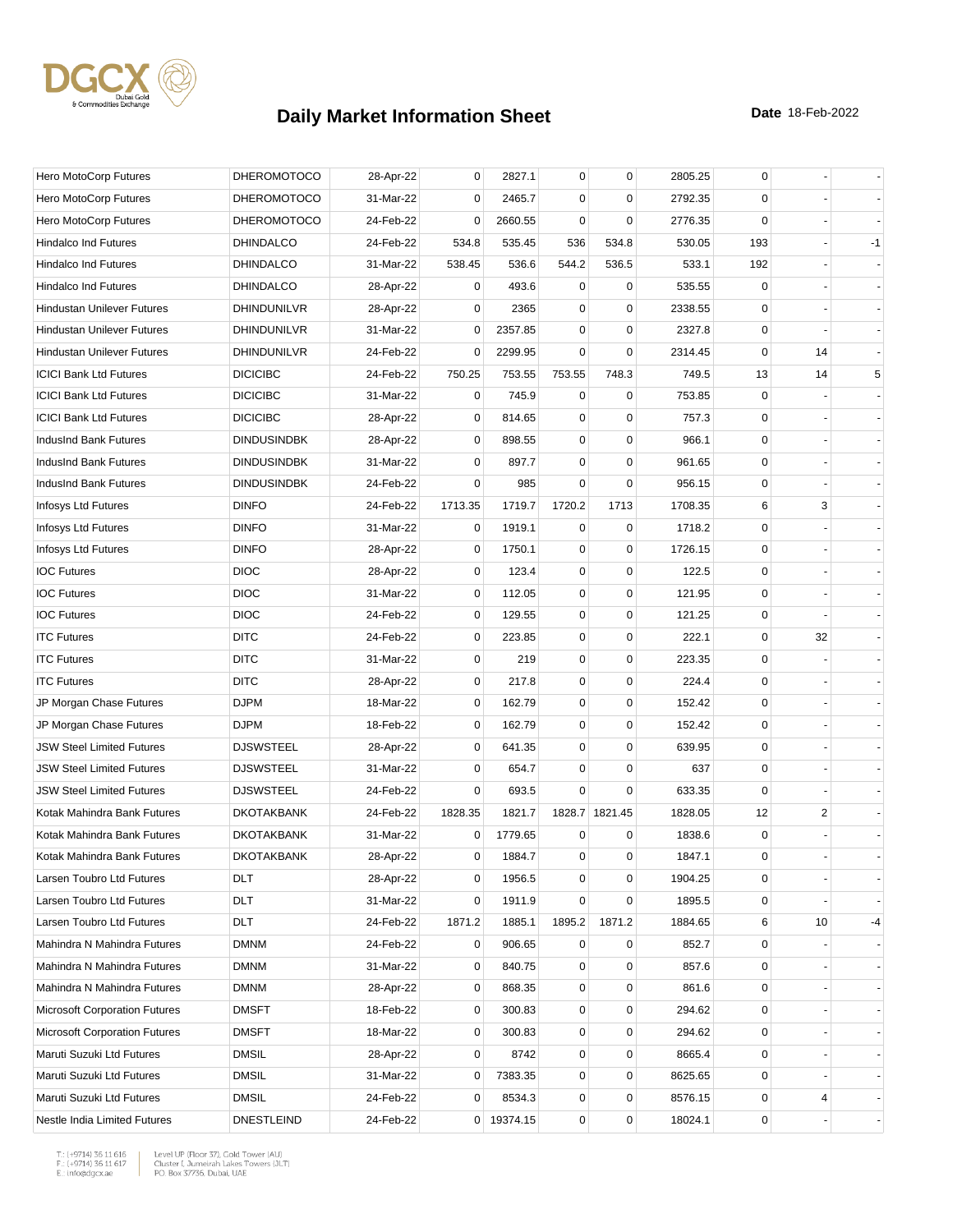# Daily Market Information Sheet

**Date** 18-Feb-2022

| | | | | | | | | | | |
|---|---|---|---|---|---|---|---|---|---|---|
| Hero MotoCorp Futures | DHEROMOTOCO | 28-Apr-22 | 0 | 2827.1 | 0 | 0 | 2805.25 | 0 | - | - |
| Hero MotoCorp Futures | DHEROMOTOCO | 31-Mar-22 | 0 | 2465.7 | 0 | 0 | 2792.35 | 0 | - | - |
| Hero MotoCorp Futures | DHEROMOTOCO | 24-Feb-22 | 0 | 2660.55 | 0 | 0 | 2776.35 | 0 | - | - |
| Hindalco Ind Futures | DHINDALCO | 24-Feb-22 | 534.8 | 535.45 | 536 | 534.8 | 530.05 | 193 | - | -1 |
| Hindalco Ind Futures | DHINDALCO | 31-Mar-22 | 538.45 | 536.6 | 544.2 | 536.5 | 533.1 | 192 | - | - |
| Hindalco Ind Futures | DHINDALCO | 28-Apr-22 | 0 | 493.6 | 0 | 0 | 535.55 | 0 | - | - |
| Hindustan Unilever Futures | DHINDUNILVR | 28-Apr-22 | 0 | 2365 | 0 | 0 | 2338.55 | 0 | - | - |
| Hindustan Unilever Futures | DHINDUNILVR | 31-Mar-22 | 0 | 2357.85 | 0 | 0 | 2327.8 | 0 | - | - |
| Hindustan Unilever Futures | DHINDUNILVR | 24-Feb-22 | 0 | 2299.95 | 0 | 0 | 2314.45 | 0 | 14 | - |
| ICICI Bank Ltd Futures | DICICIBC | 24-Feb-22 | 750.25 | 753.55 | 753.55 | 748.3 | 749.5 | 13 | 14 | 5 |
| ICICI Bank Ltd Futures | DICICIBC | 31-Mar-22 | 0 | 745.9 | 0 | 0 | 753.85 | 0 | - | - |
| ICICI Bank Ltd Futures | DICICIBC | 28-Apr-22 | 0 | 814.65 | 0 | 0 | 757.3 | 0 | - | - |
| IndusInd Bank Futures | DINDUSINDBK | 28-Apr-22 | 0 | 898.55 | 0 | 0 | 966.1 | 0 | - | - |
| IndusInd Bank Futures | DINDUSINDBK | 31-Mar-22 | 0 | 897.7 | 0 | 0 | 961.65 | 0 | - | - |
| IndusInd Bank Futures | DINDUSINDBK | 24-Feb-22 | 0 | 985 | 0 | 0 | 956.15 | 0 | - | - |
| Infosys Ltd Futures | DINFO | 24-Feb-22 | 1713.35 | 1719.7 | 1720.2 | 1713 | 1708.35 | 6 | 3 | - |
| Infosys Ltd Futures | DINFO | 31-Mar-22 | 0 | 1919.1 | 0 | 0 | 1718.2 | 0 | - | - |
| Infosys Ltd Futures | DINFO | 28-Apr-22 | 0 | 1750.1 | 0 | 0 | 1726.15 | 0 | - | - |
| IOC Futures | DIOC | 28-Apr-22 | 0 | 123.4 | 0 | 0 | 122.5 | 0 | - | - |
| IOC Futures | DIOC | 31-Mar-22 | 0 | 112.05 | 0 | 0 | 121.95 | 0 | - | - |
| IOC Futures | DIOC | 24-Feb-22 | 0 | 129.55 | 0 | 0 | 121.25 | 0 | - | - |
| ITC Futures | DITC | 24-Feb-22 | 0 | 223.85 | 0 | 0 | 222.1 | 0 | 32 | - |
| ITC Futures | DITC | 31-Mar-22 | 0 | 219 | 0 | 0 | 223.35 | 0 | - | - |
| ITC Futures | DITC | 28-Apr-22 | 0 | 217.8 | 0 | 0 | 224.4 | 0 | - | - |
| JP Morgan Chase Futures | DJPM | 18-Mar-22 | 0 | 162.79 | 0 | 0 | 152.42 | 0 | - | - |
| JP Morgan Chase Futures | DJPM | 18-Feb-22 | 0 | 162.79 | 0 | 0 | 152.42 | 0 | - | - |
| JSW Steel Limited Futures | DJSWSTEEL | 28-Apr-22 | 0 | 641.35 | 0 | 0 | 639.95 | 0 | - | - |
| JSW Steel Limited Futures | DJSWSTEEL | 31-Mar-22 | 0 | 654.7 | 0 | 0 | 637 | 0 | - | - |
| JSW Steel Limited Futures | DJSWSTEEL | 24-Feb-22 | 0 | 693.5 | 0 | 0 | 633.35 | 0 | - | - |
| Kotak Mahindra Bank Futures | DKOTAKBANK | 24-Feb-22 | 1828.35 | 1821.7 | 1828.7 | 1821.45 | 1828.05 | 12 | 2 | - |
| Kotak Mahindra Bank Futures | DKOTAKBANK | 31-Mar-22 | 0 | 1779.65 | 0 | 0 | 1838.6 | 0 | - | - |
| Kotak Mahindra Bank Futures | DKOTAKBANK | 28-Apr-22 | 0 | 1884.7 | 0 | 0 | 1847.1 | 0 | - | - |
| Larsen Toubro Ltd Futures | DLT | 28-Apr-22 | 0 | 1956.5 | 0 | 0 | 1904.25 | 0 | - | - |
| Larsen Toubro Ltd Futures | DLT | 31-Mar-22 | 0 | 1911.9 | 0 | 0 | 1895.5 | 0 | - | - |
| Larsen Toubro Ltd Futures | DLT | 24-Feb-22 | 1871.2 | 1885.1 | 1895.2 | 1871.2 | 1884.65 | 6 | 10 | -4 |
| Mahindra N Mahindra Futures | DMNM | 24-Feb-22 | 0 | 906.65 | 0 | 0 | 852.7 | 0 | - | - |
| Mahindra N Mahindra Futures | DMNM | 31-Mar-22 | 0 | 840.75 | 0 | 0 | 857.6 | 0 | - | - |
| Mahindra N Mahindra Futures | DMNM | 28-Apr-22 | 0 | 868.35 | 0 | 0 | 861.6 | 0 | - | - |
| Microsoft Corporation Futures | DMSFT | 18-Feb-22 | 0 | 300.83 | 0 | 0 | 294.62 | 0 | - | - |
| Microsoft Corporation Futures | DMSFT | 18-Mar-22 | 0 | 300.83 | 0 | 0 | 294.62 | 0 | - | - |
| Maruti Suzuki Ltd Futures | DMSIL | 28-Apr-22 | 0 | 8742 | 0 | 0 | 8665.4 | 0 | - | - |
| Maruti Suzuki Ltd Futures | DMSIL | 31-Mar-22 | 0 | 7383.35 | 0 | 0 | 8625.65 | 0 | - | - |
| Maruti Suzuki Ltd Futures | DMSIL | 24-Feb-22 | 0 | 8534.3 | 0 | 0 | 8576.15 | 0 | 4 | - |
| Nestle India Limited Futures | DNESTLEIND | 24-Feb-22 | 0 | 19374.15 | 0 | 0 | 18024.1 | 0 | - | - |

T.: (+9714) 36 11 616
F.: (+9714) 36 11 617
E.: info@dgcx.ae

Level UP (Floor 37), Gold Tower (AU)
Cluster I, Jumeirah Lakes Towers (JLT)
P.O. Box 37736, Dubai, UAE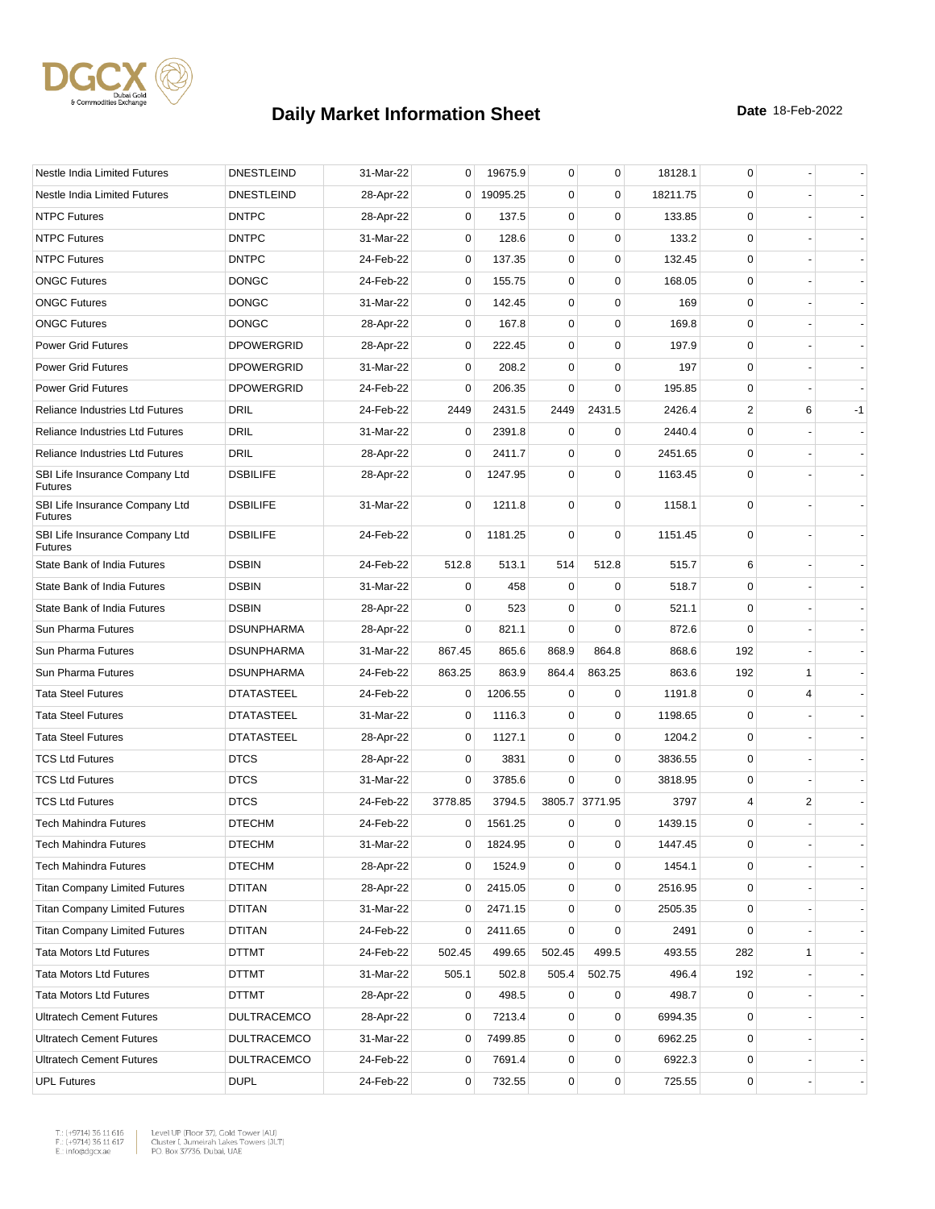# Daily Market Information Sheet

**Date** 18-Feb-2022

| | | | | | | | | | | |
|---|---|---|---|---|---|---|---|---|---|---|
| Nestle India Limited Futures | DNESTLEIND | 31-Mar-22 | 0 | 19675.9 | 0 | 0 | 18128.1 | 0 | - | - |
| Nestle India Limited Futures | DNESTLEIND | 28-Apr-22 | 0 | 19095.25 | 0 | 0 | 18211.75 | 0 | - | - |
| NTPC Futures | DNTPC | 28-Apr-22 | 0 | 137.5 | 0 | 0 | 133.85 | 0 | - | - |
| NTPC Futures | DNTPC | 31-Mar-22 | 0 | 128.6 | 0 | 0 | 133.2 | 0 | - | - |
| NTPC Futures | DNTPC | 24-Feb-22 | 0 | 137.35 | 0 | 0 | 132.45 | 0 | - | - |
| ONGC Futures | DONGC | 24-Feb-22 | 0 | 155.75 | 0 | 0 | 168.05 | 0 | - | - |
| ONGC Futures | DONGC | 31-Mar-22 | 0 | 142.45 | 0 | 0 | 169 | 0 | - | - |
| ONGC Futures | DONGC | 28-Apr-22 | 0 | 167.8 | 0 | 0 | 169.8 | 0 | - | - |
| Power Grid Futures | DPOWERGRID | 28-Apr-22 | 0 | 222.45 | 0 | 0 | 197.9 | 0 | - | - |
| Power Grid Futures | DPOWERGRID | 31-Mar-22 | 0 | 208.2 | 0 | 0 | 197 | 0 | - | - |
| Power Grid Futures | DPOWERGRID | 24-Feb-22 | 0 | 206.35 | 0 | 0 | 195.85 | 0 | - | - |
| Reliance Industries Ltd Futures | DRIL | 24-Feb-22 | 2449 | 2431.5 | 2449 | 2431.5 | 2426.4 | 2 | 6 | -1 |
| Reliance Industries Ltd Futures | DRIL | 31-Mar-22 | 0 | 2391.8 | 0 | 0 | 2440.4 | 0 | - | - |
| Reliance Industries Ltd Futures | DRIL | 28-Apr-22 | 0 | 2411.7 | 0 | 0 | 2451.65 | 0 | - | - |
| SBI Life Insurance Company Ltd Futures | DSBILIFE | 28-Apr-22 | 0 | 1247.95 | 0 | 0 | 1163.45 | 0 | - | - |
| SBI Life Insurance Company Ltd Futures | DSBILIFE | 31-Mar-22 | 0 | 1211.8 | 0 | 0 | 1158.1 | 0 | - | - |
| SBI Life Insurance Company Ltd Futures | DSBILIFE | 24-Feb-22 | 0 | 1181.25 | 0 | 0 | 1151.45 | 0 | - | - |
| State Bank of India Futures | DSBIN | 24-Feb-22 | 512.8 | 513.1 | 514 | 512.8 | 515.7 | 6 | - | - |
| State Bank of India Futures | DSBIN | 31-Mar-22 | 0 | 458 | 0 | 0 | 518.7 | 0 | - | - |
| State Bank of India Futures | DSBIN | 28-Apr-22 | 0 | 523 | 0 | 0 | 521.1 | 0 | - | - |
| Sun Pharma Futures | DSUNPHARMA | 28-Apr-22 | 0 | 821.1 | 0 | 0 | 872.6 | 0 | - | - |
| Sun Pharma Futures | DSUNPHARMA | 31-Mar-22 | 867.45 | 865.6 | 868.9 | 864.8 | 868.6 | 192 | - | - |
| Sun Pharma Futures | DSUNPHARMA | 24-Feb-22 | 863.25 | 863.9 | 864.4 | 863.25 | 863.6 | 192 | 1 | - |
| Tata Steel Futures | DTATASTEEL | 24-Feb-22 | 0 | 1206.55 | 0 | 0 | 1191.8 | 0 | 4 | - |
| Tata Steel Futures | DTATASTEEL | 31-Mar-22 | 0 | 1116.3 | 0 | 0 | 1198.65 | 0 | - | - |
| Tata Steel Futures | DTATASTEEL | 28-Apr-22 | 0 | 1127.1 | 0 | 0 | 1204.2 | 0 | - | - |
| TCS Ltd Futures | DTCS | 28-Apr-22 | 0 | 3831 | 0 | 0 | 3836.55 | 0 | - | - |
| TCS Ltd Futures | DTCS | 31-Mar-22 | 0 | 3785.6 | 0 | 0 | 3818.95 | 0 | - | - |
| TCS Ltd Futures | DTCS | 24-Feb-22 | 3778.85 | 3794.5 | 3805.7 | 3771.95 | 3797 | 4 | 2 | - |
| Tech Mahindra Futures | DTECHM | 24-Feb-22 | 0 | 1561.25 | 0 | 0 | 1439.15 | 0 | - | - |
| Tech Mahindra Futures | DTECHM | 31-Mar-22 | 0 | 1824.95 | 0 | 0 | 1447.45 | 0 | - | - |
| Tech Mahindra Futures | DTECHM | 28-Apr-22 | 0 | 1524.9 | 0 | 0 | 1454.1 | 0 | - | - |
| Titan Company Limited Futures | DTITAN | 28-Apr-22 | 0 | 2415.05 | 0 | 0 | 2516.95 | 0 | - | - |
| Titan Company Limited Futures | DTITAN | 31-Mar-22 | 0 | 2471.15 | 0 | 0 | 2505.35 | 0 | - | - |
| Titan Company Limited Futures | DTITAN | 24-Feb-22 | 0 | 2411.65 | 0 | 0 | 2491 | 0 | - | - |
| Tata Motors Ltd Futures | DTTMT | 24-Feb-22 | 502.45 | 499.65 | 502.45 | 499.5 | 493.55 | 282 | 1 | - |
| Tata Motors Ltd Futures | DTTMT | 31-Mar-22 | 505.1 | 502.8 | 505.4 | 502.75 | 496.4 | 192 | - | - |
| Tata Motors Ltd Futures | DTTMT | 28-Apr-22 | 0 | 498.5 | 0 | 0 | 498.7 | 0 | - | - |
| Ultratech Cement Futures | DULTRACEMCO | 28-Apr-22 | 0 | 7213.4 | 0 | 0 | 6994.35 | 0 | - | - |
| Ultratech Cement Futures | DULTRACEMCO | 31-Mar-22 | 0 | 7499.85 | 0 | 0 | 6962.25 | 0 | - | - |
| Ultratech Cement Futures | DULTRACEMCO | 24-Feb-22 | 0 | 7691.4 | 0 | 0 | 6922.3 | 0 | - | - |
| UPL Futures | DUPL | 24-Feb-22 | 0 | 732.55 | 0 | 0 | 725.55 | 0 | - | - |

T.: (+9714) 36 11 616
F.: (+9714) 36 11 617
E.: info@dgcx.ae

Level UP (Floor 37), Gold Tower (AU)
Cluster I, Jumeirah Lakes Towers (JLT)
P.O. Box 37736, Dubai, UAE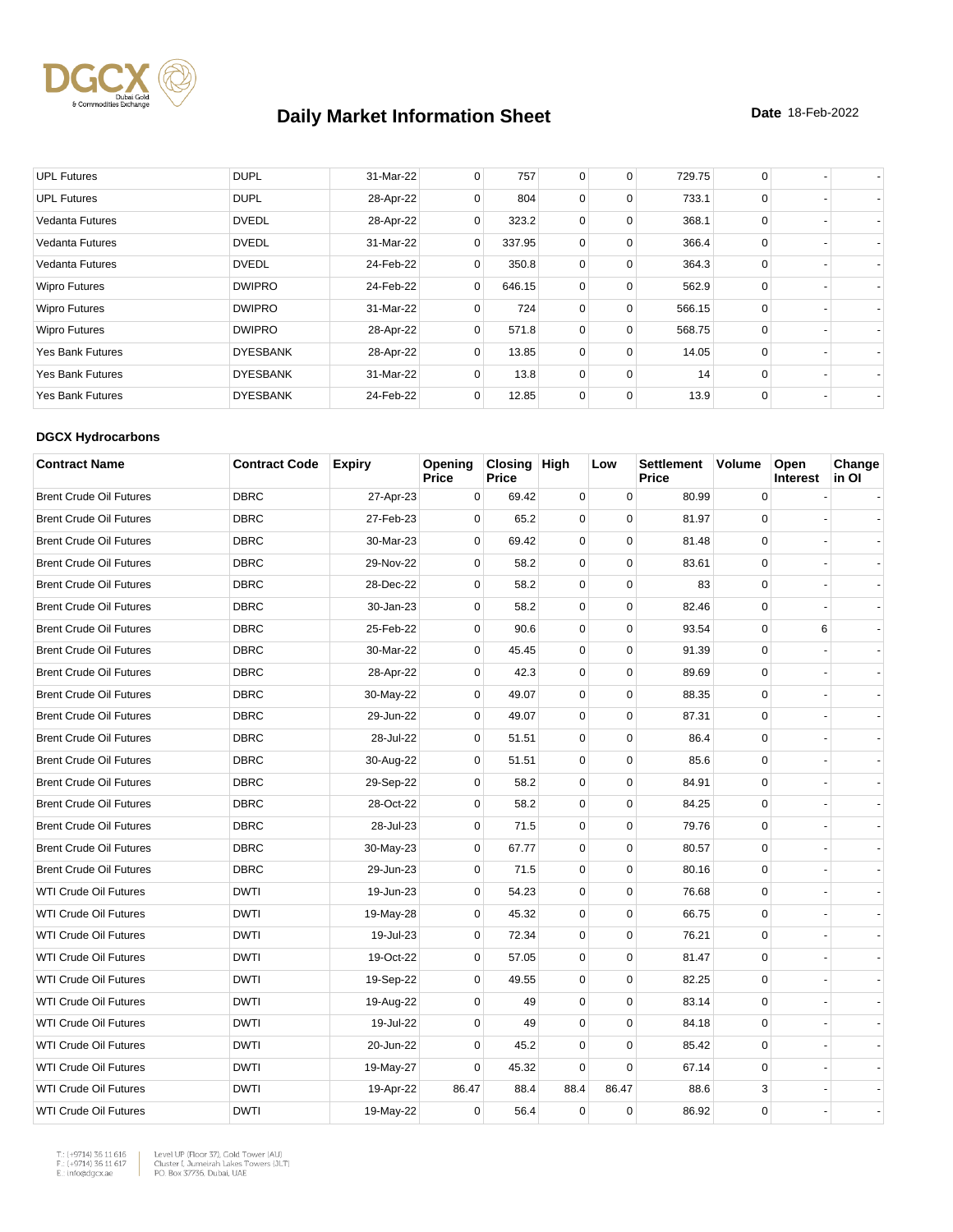# Daily Market Information Sheet

**Date** 18-Feb-2022

| UPL Futures | DUPL | 31-Mar-22 | 0 | 757 | 0 | 0 | 729.75 | 0 | - | - |
|---|---|---|---|---|---|---|---|---|---|---|
| UPL Futures | DUPL | 28-Apr-22 | 0 | 804 | 0 | 0 | 733.1 | 0 | - | - |
| Vedanta Futures | DVEDL | 28-Apr-22 | 0 | 323.2 | 0 | 0 | 368.1 | 0 | - | - |
| Vedanta Futures | DVEDL | 31-Mar-22 | 0 | 337.95 | 0 | 0 | 366.4 | 0 | - | - |
| Vedanta Futures | DVEDL | 24-Feb-22 | 0 | 350.8 | 0 | 0 | 364.3 | 0 | - | - |
| Wipro Futures | DWIPRO | 24-Feb-22 | 0 | 646.15 | 0 | 0 | 562.9 | 0 | - | - |
| Wipro Futures | DWIPRO | 31-Mar-22 | 0 | 724 | 0 | 0 | 566.15 | 0 | - | - |
| Wipro Futures | DWIPRO | 28-Apr-22 | 0 | 571.8 | 0 | 0 | 568.75 | 0 | - | - |
| Yes Bank Futures | DYESBANK | 28-Apr-22 | 0 | 13.85 | 0 | 0 | 14.05 | 0 | - | - |
| Yes Bank Futures | DYESBANK | 31-Mar-22 | 0 | 13.8 | 0 | 0 | 14 | 0 | - | - |
| Yes Bank Futures | DYESBANK | 24-Feb-22 | 0 | 12.85 | 0 | 0 | 13.9 | 0 | - | - |

**DGCX Hydrocarbons**

| Contract Name | Contract Code | Expiry | Opening Price | Closing Price | High | Low | Settlement Price | Volume | Open Interest | Change in OI |
|---|---|---|---|---|---|---|---|---|---|---|
| Brent Crude Oil Futures | DBRC | 27-Apr-23 | 0 | 69.42 | 0 | 0 | 80.99 | 0 | - | - |
| Brent Crude Oil Futures | DBRC | 27-Feb-23 | 0 | 65.2 | 0 | 0 | 81.97 | 0 | - | - |
| Brent Crude Oil Futures | DBRC | 30-Mar-23 | 0 | 69.42 | 0 | 0 | 81.48 | 0 | - | - |
| Brent Crude Oil Futures | DBRC | 29-Nov-22 | 0 | 58.2 | 0 | 0 | 83.61 | 0 | - | - |
| Brent Crude Oil Futures | DBRC | 28-Dec-22 | 0 | 58.2 | 0 | 0 | 83 | 0 | - | - |
| Brent Crude Oil Futures | DBRC | 30-Jan-23 | 0 | 58.2 | 0 | 0 | 82.46 | 0 | - | - |
| Brent Crude Oil Futures | DBRC | 25-Feb-22 | 0 | 90.6 | 0 | 0 | 93.54 | 0 | 6 | - |
| Brent Crude Oil Futures | DBRC | 30-Mar-22 | 0 | 45.45 | 0 | 0 | 91.39 | 0 | - | - |
| Brent Crude Oil Futures | DBRC | 28-Apr-22 | 0 | 42.3 | 0 | 0 | 89.69 | 0 | - | - |
| Brent Crude Oil Futures | DBRC | 30-May-22 | 0 | 49.07 | 0 | 0 | 88.35 | 0 | - | - |
| Brent Crude Oil Futures | DBRC | 29-Jun-22 | 0 | 49.07 | 0 | 0 | 87.31 | 0 | - | - |
| Brent Crude Oil Futures | DBRC | 28-Jul-22 | 0 | 51.51 | 0 | 0 | 86.4 | 0 | - | - |
| Brent Crude Oil Futures | DBRC | 30-Aug-22 | 0 | 51.51 | 0 | 0 | 85.6 | 0 | - | - |
| Brent Crude Oil Futures | DBRC | 29-Sep-22 | 0 | 58.2 | 0 | 0 | 84.91 | 0 | - | - |
| Brent Crude Oil Futures | DBRC | 28-Oct-22 | 0 | 58.2 | 0 | 0 | 84.25 | 0 | - | - |
| Brent Crude Oil Futures | DBRC | 28-Jul-23 | 0 | 71.5 | 0 | 0 | 79.76 | 0 | - | - |
| Brent Crude Oil Futures | DBRC | 30-May-23 | 0 | 67.77 | 0 | 0 | 80.57 | 0 | - | - |
| Brent Crude Oil Futures | DBRC | 29-Jun-23 | 0 | 71.5 | 0 | 0 | 80.16 | 0 | - | - |
| WTI Crude Oil Futures | DWTI | 19-Jun-23 | 0 | 54.23 | 0 | 0 | 76.68 | 0 | - | - |
| WTI Crude Oil Futures | DWTI | 19-May-28 | 0 | 45.32 | 0 | 0 | 66.75 | 0 | - | - |
| WTI Crude Oil Futures | DWTI | 19-Jul-23 | 0 | 72.34 | 0 | 0 | 76.21 | 0 | - | - |
| WTI Crude Oil Futures | DWTI | 19-Oct-22 | 0 | 57.05 | 0 | 0 | 81.47 | 0 | - | - |
| WTI Crude Oil Futures | DWTI | 19-Sep-22 | 0 | 49.55 | 0 | 0 | 82.25 | 0 | - | - |
| WTI Crude Oil Futures | DWTI | 19-Aug-22 | 0 | 49 | 0 | 0 | 83.14 | 0 | - | - |
| WTI Crude Oil Futures | DWTI | 19-Jul-22 | 0 | 49 | 0 | 0 | 84.18 | 0 | - | - |
| WTI Crude Oil Futures | DWTI | 20-Jun-22 | 0 | 45.2 | 0 | 0 | 85.42 | 0 | - | - |
| WTI Crude Oil Futures | DWTI | 19-May-27 | 0 | 45.32 | 0 | 0 | 67.14 | 0 | - | - |
| WTI Crude Oil Futures | DWTI | 19-Apr-22 | 86.47 | 88.4 | 88.4 | 86.47 | 88.6 | 3 | - | - |
| WTI Crude Oil Futures | DWTI | 19-May-22 | 0 | 56.4 | 0 | 0 | 86.92 | 0 | - | - |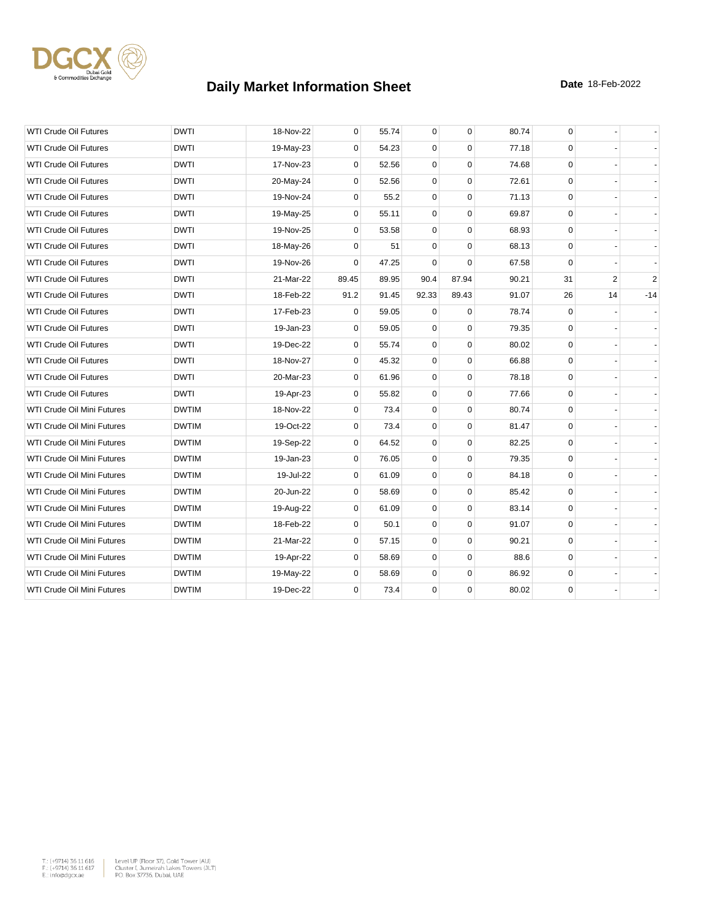# Daily Market Information Sheet

**Date** 18-Feb-2022

| | | | | | | | | | | |
|---|---|---|---|---|---|---|---|---|---|---|
| WTI Crude Oil Futures | DWTI | 18-Nov-22 | 0 | 55.74 | 0 | 0 | 80.74 | 0 | - | - |
| WTI Crude Oil Futures | DWTI | 19-May-23 | 0 | 54.23 | 0 | 0 | 77.18 | 0 | - | - |
| WTI Crude Oil Futures | DWTI | 17-Nov-23 | 0 | 52.56 | 0 | 0 | 74.68 | 0 | - | - |
| WTI Crude Oil Futures | DWTI | 20-May-24 | 0 | 52.56 | 0 | 0 | 72.61 | 0 | - | - |
| WTI Crude Oil Futures | DWTI | 19-Nov-24 | 0 | 55.2 | 0 | 0 | 71.13 | 0 | - | - |
| WTI Crude Oil Futures | DWTI | 19-May-25 | 0 | 55.11 | 0 | 0 | 69.87 | 0 | - | - |
| WTI Crude Oil Futures | DWTI | 19-Nov-25 | 0 | 53.58 | 0 | 0 | 68.93 | 0 | - | - |
| WTI Crude Oil Futures | DWTI | 18-May-26 | 0 | 51 | 0 | 0 | 68.13 | 0 | - | - |
| WTI Crude Oil Futures | DWTI | 19-Nov-26 | 0 | 47.25 | 0 | 0 | 67.58 | 0 | - | - |
| WTI Crude Oil Futures | DWTI | 21-Mar-22 | 89.45 | 89.95 | 90.4 | 87.94 | 90.21 | 31 | 2 | 2 |
| WTI Crude Oil Futures | DWTI | 18-Feb-22 | 91.2 | 91.45 | 92.33 | 89.43 | 91.07 | 26 | 14 | -14 |
| WTI Crude Oil Futures | DWTI | 17-Feb-23 | 0 | 59.05 | 0 | 0 | 78.74 | 0 | - | - |
| WTI Crude Oil Futures | DWTI | 19-Jan-23 | 0 | 59.05 | 0 | 0 | 79.35 | 0 | - | - |
| WTI Crude Oil Futures | DWTI | 19-Dec-22 | 0 | 55.74 | 0 | 0 | 80.02 | 0 | - | - |
| WTI Crude Oil Futures | DWTI | 18-Nov-27 | 0 | 45.32 | 0 | 0 | 66.88 | 0 | - | - |
| WTI Crude Oil Futures | DWTI | 20-Mar-23 | 0 | 61.96 | 0 | 0 | 78.18 | 0 | - | - |
| WTI Crude Oil Futures | DWTI | 19-Apr-23 | 0 | 55.82 | 0 | 0 | 77.66 | 0 | - | - |
| WTI Crude Oil Mini Futures | DWTIM | 18-Nov-22 | 0 | 73.4 | 0 | 0 | 80.74 | 0 | - | - |
| WTI Crude Oil Mini Futures | DWTIM | 19-Oct-22 | 0 | 73.4 | 0 | 0 | 81.47 | 0 | - | - |
| WTI Crude Oil Mini Futures | DWTIM | 19-Sep-22 | 0 | 64.52 | 0 | 0 | 82.25 | 0 | - | - |
| WTI Crude Oil Mini Futures | DWTIM | 19-Jan-23 | 0 | 76.05 | 0 | 0 | 79.35 | 0 | - | - |
| WTI Crude Oil Mini Futures | DWTIM | 19-Jul-22 | 0 | 61.09 | 0 | 0 | 84.18 | 0 | - | - |
| WTI Crude Oil Mini Futures | DWTIM | 20-Jun-22 | 0 | 58.69 | 0 | 0 | 85.42 | 0 | - | - |
| WTI Crude Oil Mini Futures | DWTIM | 19-Aug-22 | 0 | 61.09 | 0 | 0 | 83.14 | 0 | - | - |
| WTI Crude Oil Mini Futures | DWTIM | 18-Feb-22 | 0 | 50.1 | 0 | 0 | 91.07 | 0 | - | - |
| WTI Crude Oil Mini Futures | DWTIM | 21-Mar-22 | 0 | 57.15 | 0 | 0 | 90.21 | 0 | - | - |
| WTI Crude Oil Mini Futures | DWTIM | 19-Apr-22 | 0 | 58.69 | 0 | 0 | 88.6 | 0 | - | - |
| WTI Crude Oil Mini Futures | DWTIM | 19-May-22 | 0 | 58.69 | 0 | 0 | 86.92 | 0 | - | - |
| WTI Crude Oil Mini Futures | DWTIM | 19-Dec-22 | 0 | 73.4 | 0 | 0 | 80.02 | 0 | - | - |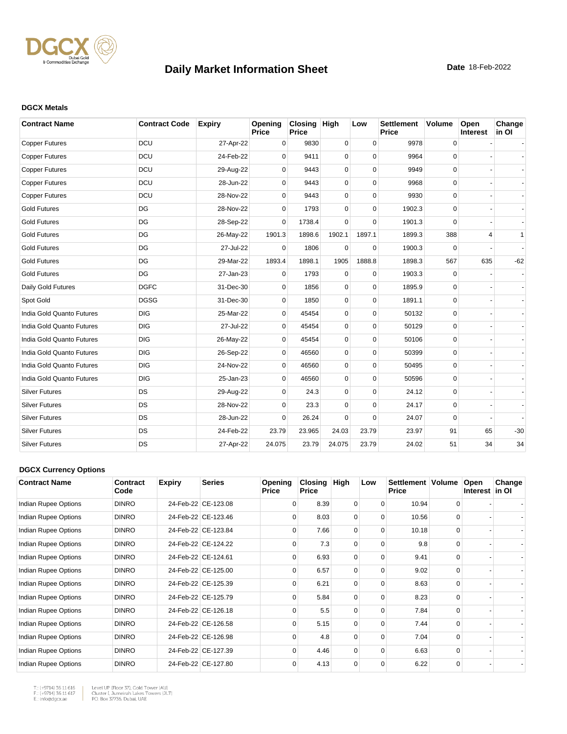# Daily Market Information Sheet

**Date** 18-Feb-2022

**DGCX Metals**

| Contract Name | Contract Code | Expiry | Opening Price | Closing Price | High | Low | Settlement Price | Volume | Open Interest | Change in OI |
|---|---|---|---|---|---|---|---|---|---|---|
| Copper Futures | DCU | 27-Apr-22 | 0 | 9830 | 0 | 0 | 9978 | 0 | - | - |
| Copper Futures | DCU | 24-Feb-22 | 0 | 9411 | 0 | 0 | 9964 | 0 | - | - |
| Copper Futures | DCU | 29-Aug-22 | 0 | 9443 | 0 | 0 | 9949 | 0 | - | - |
| Copper Futures | DCU | 28-Jun-22 | 0 | 9443 | 0 | 0 | 9968 | 0 | - | - |
| Copper Futures | DCU | 28-Nov-22 | 0 | 9443 | 0 | 0 | 9930 | 0 | - | - |
| Gold Futures | DG | 28-Nov-22 | 0 | 1793 | 0 | 0 | 1902.3 | 0 | - | - |
| Gold Futures | DG | 28-Sep-22 | 0 | 1738.4 | 0 | 0 | 1901.3 | 0 | - | - |
| Gold Futures | DG | 26-May-22 | 1901.3 | 1898.6 | 1902.1 | 1897.1 | 1899.3 | 388 | 4 | 1 |
| Gold Futures | DG | 27-Jul-22 | 0 | 1806 | 0 | 0 | 1900.3 | 0 | - | - |
| Gold Futures | DG | 29-Mar-22 | 1893.4 | 1898.1 | 1905 | 1888.8 | 1898.3 | 567 | 635 | -62 |
| Gold Futures | DG | 27-Jan-23 | 0 | 1793 | 0 | 0 | 1903.3 | 0 | - | - |
| Daily Gold Futures | DGFC | 31-Dec-30 | 0 | 1856 | 0 | 0 | 1895.9 | 0 | - | - |
| Spot Gold | DGSG | 31-Dec-30 | 0 | 1850 | 0 | 0 | 1891.1 | 0 | - | - |
| India Gold Quanto Futures | DIG | 25-Mar-22 | 0 | 45454 | 0 | 0 | 50132 | 0 | - | - |
| India Gold Quanto Futures | DIG | 27-Jul-22 | 0 | 45454 | 0 | 0 | 50129 | 0 | - | - |
| India Gold Quanto Futures | DIG | 26-May-22 | 0 | 45454 | 0 | 0 | 50106 | 0 | - | - |
| India Gold Quanto Futures | DIG | 26-Sep-22 | 0 | 46560 | 0 | 0 | 50399 | 0 | - | - |
| India Gold Quanto Futures | DIG | 24-Nov-22 | 0 | 46560 | 0 | 0 | 50495 | 0 | - | - |
| India Gold Quanto Futures | DIG | 25-Jan-23 | 0 | 46560 | 0 | 0 | 50596 | 0 | - | - |
| Silver Futures | DS | 29-Aug-22 | 0 | 24.3 | 0 | 0 | 24.12 | 0 | - | - |
| Silver Futures | DS | 28-Nov-22 | 0 | 23.3 | 0 | 0 | 24.17 | 0 | - | - |
| Silver Futures | DS | 28-Jun-22 | 0 | 26.24 | 0 | 0 | 24.07 | 0 | - | - |
| Silver Futures | DS | 24-Feb-22 | 23.79 | 23.965 | 24.03 | 23.79 | 23.97 | 91 | 65 | -30 |
| Silver Futures | DS | 27-Apr-22 | 24.075 | 23.79 | 24.075 | 23.79 | 24.02 | 51 | 34 | 34 |

**DGCX Currency Options**

| Contract Name | Contract Code | Expiry | Series | Opening Price | Closing Price | High | Low | Settlement Price | Volume | Open Interest | Change in OI |
|---|---|---|---|---|---|---|---|---|---|---|---|
| Indian Rupee Options | DINRO | 24-Feb-22 | CE-123.08 | 0 | 8.39 | 0 | 0 | 10.94 | 0 | - | - |
| Indian Rupee Options | DINRO | 24-Feb-22 | CE-123.46 | 0 | 8.03 | 0 | 0 | 10.56 | 0 | - | - |
| Indian Rupee Options | DINRO | 24-Feb-22 | CE-123.84 | 0 | 7.66 | 0 | 0 | 10.18 | 0 | - | - |
| Indian Rupee Options | DINRO | 24-Feb-22 | CE-124.22 | 0 | 7.3 | 0 | 0 | 9.8 | 0 | - | - |
| Indian Rupee Options | DINRO | 24-Feb-22 | CE-124.61 | 0 | 6.93 | 0 | 0 | 9.41 | 0 | - | - |
| Indian Rupee Options | DINRO | 24-Feb-22 | CE-125.00 | 0 | 6.57 | 0 | 0 | 9.02 | 0 | - | - |
| Indian Rupee Options | DINRO | 24-Feb-22 | CE-125.39 | 0 | 6.21 | 0 | 0 | 8.63 | 0 | - | - |
| Indian Rupee Options | DINRO | 24-Feb-22 | CE-125.79 | 0 | 5.84 | 0 | 0 | 8.23 | 0 | - | - |
| Indian Rupee Options | DINRO | 24-Feb-22 | CE-126.18 | 0 | 5.5 | 0 | 0 | 7.84 | 0 | - | - |
| Indian Rupee Options | DINRO | 24-Feb-22 | CE-126.58 | 0 | 5.15 | 0 | 0 | 7.44 | 0 | - | - |
| Indian Rupee Options | DINRO | 24-Feb-22 | CE-126.98 | 0 | 4.8 | 0 | 0 | 7.04 | 0 | - | - |
| Indian Rupee Options | DINRO | 24-Feb-22 | CE-127.39 | 0 | 4.46 | 0 | 0 | 6.63 | 0 | - | - |
| Indian Rupee Options | DINRO | 24-Feb-22 | CE-127.80 | 0 | 4.13 | 0 | 0 | 6.22 | 0 | - | - |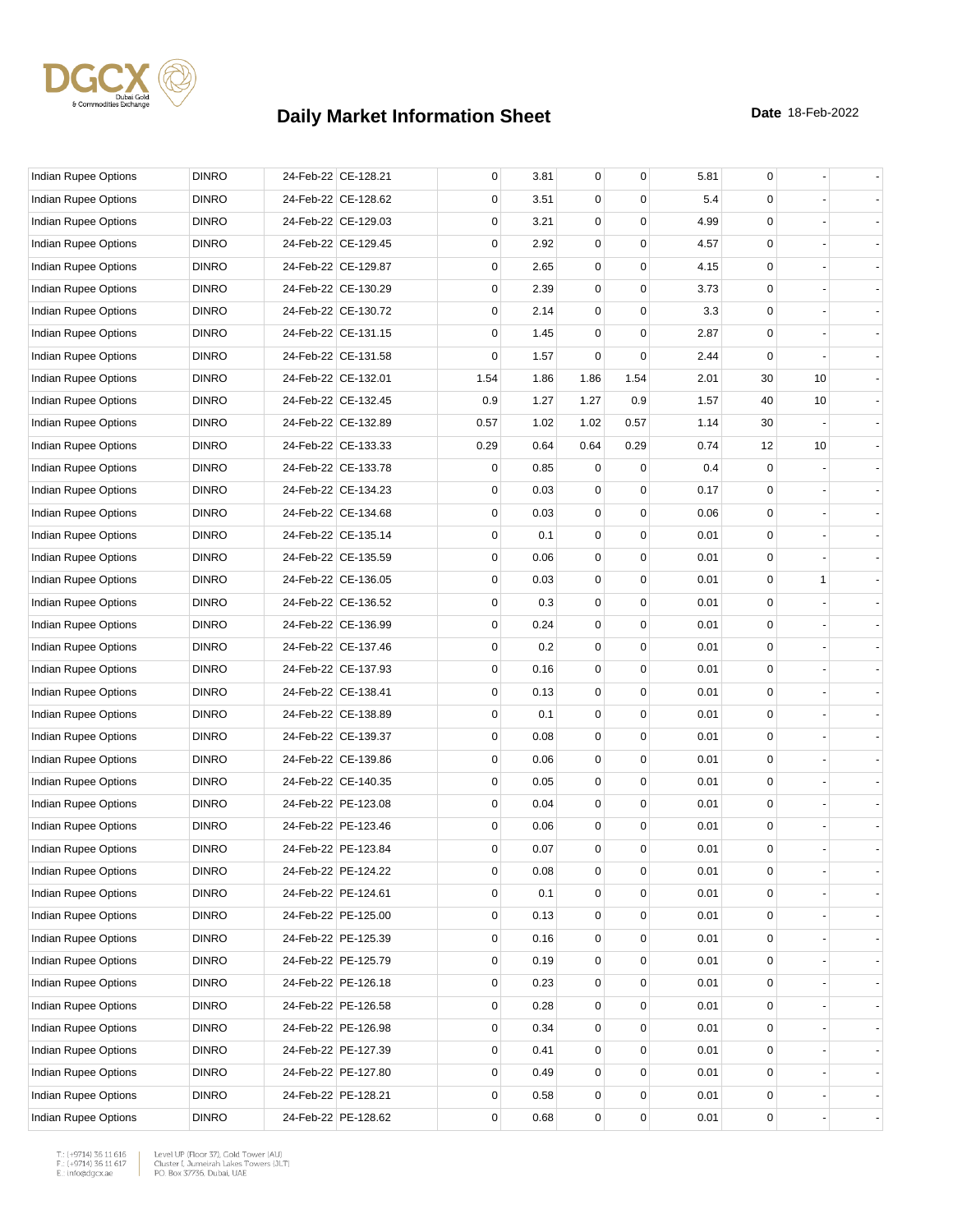# Daily Market Information Sheet

**Date** 18-Feb-2022

| | | | | | | | | | | | |
|---|---|---|---|---|---|---|---|---|---|---|---|
| Indian Rupee Options | DINRO | 24-Feb-22 | CE-128.21 | 0 | 3.81 | 0 | 0 | 5.81 | 0 | - | - |
| Indian Rupee Options | DINRO | 24-Feb-22 | CE-128.62 | 0 | 3.51 | 0 | 0 | 5.4 | 0 | - | - |
| Indian Rupee Options | DINRO | 24-Feb-22 | CE-129.03 | 0 | 3.21 | 0 | 0 | 4.99 | 0 | - | - |
| Indian Rupee Options | DINRO | 24-Feb-22 | CE-129.45 | 0 | 2.92 | 0 | 0 | 4.57 | 0 | - | - |
| Indian Rupee Options | DINRO | 24-Feb-22 | CE-129.87 | 0 | 2.65 | 0 | 0 | 4.15 | 0 | - | - |
| Indian Rupee Options | DINRO | 24-Feb-22 | CE-130.29 | 0 | 2.39 | 0 | 0 | 3.73 | 0 | - | - |
| Indian Rupee Options | DINRO | 24-Feb-22 | CE-130.72 | 0 | 2.14 | 0 | 0 | 3.3 | 0 | - | - |
| Indian Rupee Options | DINRO | 24-Feb-22 | CE-131.15 | 0 | 1.45 | 0 | 0 | 2.87 | 0 | - | - |
| Indian Rupee Options | DINRO | 24-Feb-22 | CE-131.58 | 0 | 1.57 | 0 | 0 | 2.44 | 0 | - | - |
| Indian Rupee Options | DINRO | 24-Feb-22 | CE-132.01 | 1.54 | 1.86 | 1.86 | 1.54 | 2.01 | 30 | 10 | - |
| Indian Rupee Options | DINRO | 24-Feb-22 | CE-132.45 | 0.9 | 1.27 | 1.27 | 0.9 | 1.57 | 40 | 10 | - |
| Indian Rupee Options | DINRO | 24-Feb-22 | CE-132.89 | 0.57 | 1.02 | 1.02 | 0.57 | 1.14 | 30 | - | - |
| Indian Rupee Options | DINRO | 24-Feb-22 | CE-133.33 | 0.29 | 0.64 | 0.64 | 0.29 | 0.74 | 12 | 10 | - |
| Indian Rupee Options | DINRO | 24-Feb-22 | CE-133.78 | 0 | 0.85 | 0 | 0 | 0.4 | 0 | - | - |
| Indian Rupee Options | DINRO | 24-Feb-22 | CE-134.23 | 0 | 0.03 | 0 | 0 | 0.17 | 0 | - | - |
| Indian Rupee Options | DINRO | 24-Feb-22 | CE-134.68 | 0 | 0.03 | 0 | 0 | 0.06 | 0 | - | - |
| Indian Rupee Options | DINRO | 24-Feb-22 | CE-135.14 | 0 | 0.1 | 0 | 0 | 0.01 | 0 | - | - |
| Indian Rupee Options | DINRO | 24-Feb-22 | CE-135.59 | 0 | 0.06 | 0 | 0 | 0.01 | 0 | - | - |
| Indian Rupee Options | DINRO | 24-Feb-22 | CE-136.05 | 0 | 0.03 | 0 | 0 | 0.01 | 0 | 1 | - |
| Indian Rupee Options | DINRO | 24-Feb-22 | CE-136.52 | 0 | 0.3 | 0 | 0 | 0.01 | 0 | - | - |
| Indian Rupee Options | DINRO | 24-Feb-22 | CE-136.99 | 0 | 0.24 | 0 | 0 | 0.01 | 0 | - | - |
| Indian Rupee Options | DINRO | 24-Feb-22 | CE-137.46 | 0 | 0.2 | 0 | 0 | 0.01 | 0 | - | - |
| Indian Rupee Options | DINRO | 24-Feb-22 | CE-137.93 | 0 | 0.16 | 0 | 0 | 0.01 | 0 | - | - |
| Indian Rupee Options | DINRO | 24-Feb-22 | CE-138.41 | 0 | 0.13 | 0 | 0 | 0.01 | 0 | - | - |
| Indian Rupee Options | DINRO | 24-Feb-22 | CE-138.89 | 0 | 0.1 | 0 | 0 | 0.01 | 0 | - | - |
| Indian Rupee Options | DINRO | 24-Feb-22 | CE-139.37 | 0 | 0.08 | 0 | 0 | 0.01 | 0 | - | - |
| Indian Rupee Options | DINRO | 24-Feb-22 | CE-139.86 | 0 | 0.06 | 0 | 0 | 0.01 | 0 | - | - |
| Indian Rupee Options | DINRO | 24-Feb-22 | CE-140.35 | 0 | 0.05 | 0 | 0 | 0.01 | 0 | - | - |
| Indian Rupee Options | DINRO | 24-Feb-22 | PE-123.08 | 0 | 0.04 | 0 | 0 | 0.01 | 0 | - | - |
| Indian Rupee Options | DINRO | 24-Feb-22 | PE-123.46 | 0 | 0.06 | 0 | 0 | 0.01 | 0 | - | - |
| Indian Rupee Options | DINRO | 24-Feb-22 | PE-123.84 | 0 | 0.07 | 0 | 0 | 0.01 | 0 | - | - |
| Indian Rupee Options | DINRO | 24-Feb-22 | PE-124.22 | 0 | 0.08 | 0 | 0 | 0.01 | 0 | - | - |
| Indian Rupee Options | DINRO | 24-Feb-22 | PE-124.61 | 0 | 0.1 | 0 | 0 | 0.01 | 0 | - | - |
| Indian Rupee Options | DINRO | 24-Feb-22 | PE-125.00 | 0 | 0.13 | 0 | 0 | 0.01 | 0 | - | - |
| Indian Rupee Options | DINRO | 24-Feb-22 | PE-125.39 | 0 | 0.16 | 0 | 0 | 0.01 | 0 | - | - |
| Indian Rupee Options | DINRO | 24-Feb-22 | PE-125.79 | 0 | 0.19 | 0 | 0 | 0.01 | 0 | - | - |
| Indian Rupee Options | DINRO | 24-Feb-22 | PE-126.18 | 0 | 0.23 | 0 | 0 | 0.01 | 0 | - | - |
| Indian Rupee Options | DINRO | 24-Feb-22 | PE-126.58 | 0 | 0.28 | 0 | 0 | 0.01 | 0 | - | - |
| Indian Rupee Options | DINRO | 24-Feb-22 | PE-126.98 | 0 | 0.34 | 0 | 0 | 0.01 | 0 | - | - |
| Indian Rupee Options | DINRO | 24-Feb-22 | PE-127.39 | 0 | 0.41 | 0 | 0 | 0.01 | 0 | - | - |
| Indian Rupee Options | DINRO | 24-Feb-22 | PE-127.80 | 0 | 0.49 | 0 | 0 | 0.01 | 0 | - | - |
| Indian Rupee Options | DINRO | 24-Feb-22 | PE-128.21 | 0 | 0.58 | 0 | 0 | 0.01 | 0 | - | - |
| Indian Rupee Options | DINRO | 24-Feb-22 | PE-128.62 | 0 | 0.68 | 0 | 0 | 0.01 | 0 | - | - |

T.: (+9714) 36 11 616
F.: (+9714) 36 11 617
E.: info@dgcx.ae

Level UP (Floor 37), Gold Tower (AU)
Cluster I, Jumeirah Lakes Towers (JLT)
P.O. Box 37736, Dubai, UAE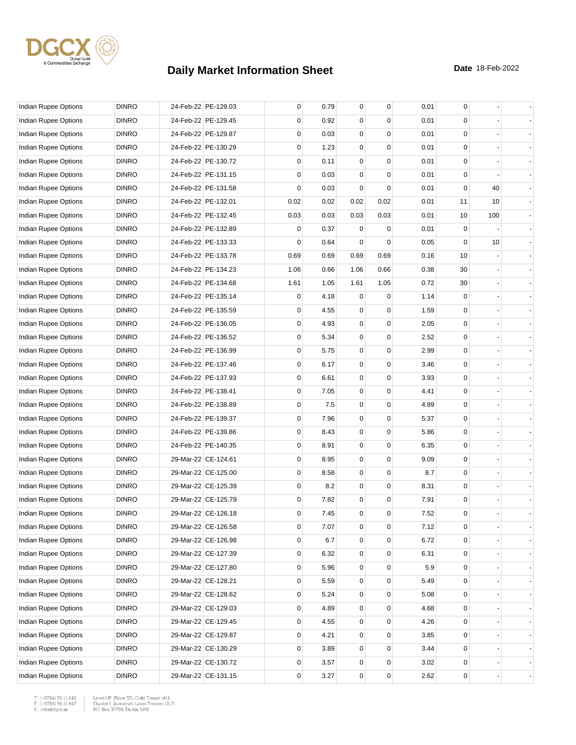# Daily Market Information Sheet

**Date** 18-Feb-2022

| | | | | | | | | | | | |
|---|---|---|---|---|---|---|---|---|---|---|---|
| Indian Rupee Options | DINRO | 24-Feb-22 | PE-129.03 | 0 | 0.79 | 0 | 0 | 0.01 | 0 | - | - |
| Indian Rupee Options | DINRO | 24-Feb-22 | PE-129.45 | 0 | 0.92 | 0 | 0 | 0.01 | 0 | - | - |
| Indian Rupee Options | DINRO | 24-Feb-22 | PE-129.87 | 0 | 0.03 | 0 | 0 | 0.01 | 0 | - | - |
| Indian Rupee Options | DINRO | 24-Feb-22 | PE-130.29 | 0 | 1.23 | 0 | 0 | 0.01 | 0 | - | - |
| Indian Rupee Options | DINRO | 24-Feb-22 | PE-130.72 | 0 | 0.11 | 0 | 0 | 0.01 | 0 | - | - |
| Indian Rupee Options | DINRO | 24-Feb-22 | PE-131.15 | 0 | 0.03 | 0 | 0 | 0.01 | 0 | - | - |
| Indian Rupee Options | DINRO | 24-Feb-22 | PE-131.58 | 0 | 0.03 | 0 | 0 | 0.01 | 0 | 40 | - |
| Indian Rupee Options | DINRO | 24-Feb-22 | PE-132.01 | 0.02 | 0.02 | 0.02 | 0.02 | 0.01 | 11 | 10 | - |
| Indian Rupee Options | DINRO | 24-Feb-22 | PE-132.45 | 0.03 | 0.03 | 0.03 | 0.03 | 0.01 | 10 | 100 | - |
| Indian Rupee Options | DINRO | 24-Feb-22 | PE-132.89 | 0 | 0.37 | 0 | 0 | 0.01 | 0 | - | - |
| Indian Rupee Options | DINRO | 24-Feb-22 | PE-133.33 | 0 | 0.64 | 0 | 0 | 0.05 | 0 | 10 | - |
| Indian Rupee Options | DINRO | 24-Feb-22 | PE-133.78 | 0.69 | 0.69 | 0.69 | 0.69 | 0.16 | 10 | - | - |
| Indian Rupee Options | DINRO | 24-Feb-22 | PE-134.23 | 1.06 | 0.66 | 1.06 | 0.66 | 0.38 | 30 | - | - |
| Indian Rupee Options | DINRO | 24-Feb-22 | PE-134.68 | 1.61 | 1.05 | 1.61 | 1.05 | 0.72 | 30 | - | - |
| Indian Rupee Options | DINRO | 24-Feb-22 | PE-135.14 | 0 | 4.18 | 0 | 0 | 1.14 | 0 | - | - |
| Indian Rupee Options | DINRO | 24-Feb-22 | PE-135.59 | 0 | 4.55 | 0 | 0 | 1.59 | 0 | - | - |
| Indian Rupee Options | DINRO | 24-Feb-22 | PE-136.05 | 0 | 4.93 | 0 | 0 | 2.05 | 0 | - | - |
| Indian Rupee Options | DINRO | 24-Feb-22 | PE-136.52 | 0 | 5.34 | 0 | 0 | 2.52 | 0 | - | - |
| Indian Rupee Options | DINRO | 24-Feb-22 | PE-136.99 | 0 | 5.75 | 0 | 0 | 2.99 | 0 | - | - |
| Indian Rupee Options | DINRO | 24-Feb-22 | PE-137.46 | 0 | 6.17 | 0 | 0 | 3.46 | 0 | - | - |
| Indian Rupee Options | DINRO | 24-Feb-22 | PE-137.93 | 0 | 6.61 | 0 | 0 | 3.93 | 0 | - | - |
| Indian Rupee Options | DINRO | 24-Feb-22 | PE-138.41 | 0 | 7.05 | 0 | 0 | 4.41 | 0 | - | - |
| Indian Rupee Options | DINRO | 24-Feb-22 | PE-138.89 | 0 | 7.5 | 0 | 0 | 4.89 | 0 | - | - |
| Indian Rupee Options | DINRO | 24-Feb-22 | PE-139.37 | 0 | 7.96 | 0 | 0 | 5.37 | 0 | - | - |
| Indian Rupee Options | DINRO | 24-Feb-22 | PE-139.86 | 0 | 8.43 | 0 | 0 | 5.86 | 0 | - | - |
| Indian Rupee Options | DINRO | 24-Feb-22 | PE-140.35 | 0 | 8.91 | 0 | 0 | 6.35 | 0 | - | - |
| Indian Rupee Options | DINRO | 29-Mar-22 | CE-124.61 | 0 | 8.95 | 0 | 0 | 9.09 | 0 | - | - |
| Indian Rupee Options | DINRO | 29-Mar-22 | CE-125.00 | 0 | 8.58 | 0 | 0 | 8.7 | 0 | - | - |
| Indian Rupee Options | DINRO | 29-Mar-22 | CE-125.39 | 0 | 8.2 | 0 | 0 | 8.31 | 0 | - | - |
| Indian Rupee Options | DINRO | 29-Mar-22 | CE-125.79 | 0 | 7.82 | 0 | 0 | 7.91 | 0 | - | - |
| Indian Rupee Options | DINRO | 29-Mar-22 | CE-126.18 | 0 | 7.45 | 0 | 0 | 7.52 | 0 | - | - |
| Indian Rupee Options | DINRO | 29-Mar-22 | CE-126.58 | 0 | 7.07 | 0 | 0 | 7.12 | 0 | - | - |
| Indian Rupee Options | DINRO | 29-Mar-22 | CE-126.98 | 0 | 6.7 | 0 | 0 | 6.72 | 0 | - | - |
| Indian Rupee Options | DINRO | 29-Mar-22 | CE-127.39 | 0 | 6.32 | 0 | 0 | 6.31 | 0 | - | - |
| Indian Rupee Options | DINRO | 29-Mar-22 | CE-127.80 | 0 | 5.96 | 0 | 0 | 5.9 | 0 | - | - |
| Indian Rupee Options | DINRO | 29-Mar-22 | CE-128.21 | 0 | 5.59 | 0 | 0 | 5.49 | 0 | - | - |
| Indian Rupee Options | DINRO | 29-Mar-22 | CE-128.62 | 0 | 5.24 | 0 | 0 | 5.08 | 0 | - | - |
| Indian Rupee Options | DINRO | 29-Mar-22 | CE-129.03 | 0 | 4.89 | 0 | 0 | 4.68 | 0 | - | - |
| Indian Rupee Options | DINRO | 29-Mar-22 | CE-129.45 | 0 | 4.55 | 0 | 0 | 4.26 | 0 | - | - |
| Indian Rupee Options | DINRO | 29-Mar-22 | CE-129.87 | 0 | 4.21 | 0 | 0 | 3.85 | 0 | - | - |
| Indian Rupee Options | DINRO | 29-Mar-22 | CE-130.29 | 0 | 3.89 | 0 | 0 | 3.44 | 0 | - | - |
| Indian Rupee Options | DINRO | 29-Mar-22 | CE-130.72 | 0 | 3.57 | 0 | 0 | 3.02 | 0 | - | - |
| Indian Rupee Options | DINRO | 29-Mar-22 | CE-131.15 | 0 | 3.27 | 0 | 0 | 2.62 | 0 | - | - |

T.: (+9714) 36 11 616
F.: (+9714) 36 11 617
E.: info@dgcx.ae

Level UP (Floor 37), Gold Tower (AU)
Cluster I, Jumeirah Lakes Towers (JLT)
P.O. Box 37736, Dubai, UAE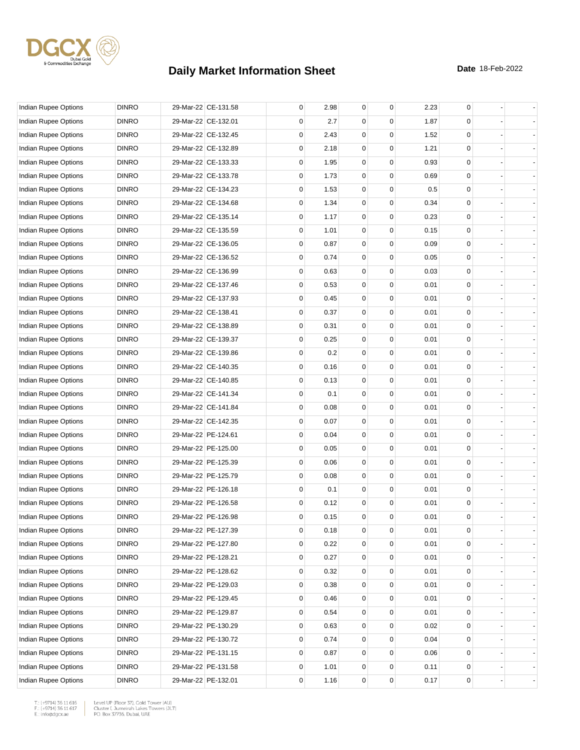# Daily Market Information Sheet

**Date** 18-Feb-2022

| | | | | | | | | | | | |
|---|---|---|---|---|---|---|---|---|---|---|---|
| Indian Rupee Options | DINRO | 29-Mar-22 | CE-131.58 | 0 | 2.98 | 0 | 0 | 2.23 | 0 | - | - |
| Indian Rupee Options | DINRO | 29-Mar-22 | CE-132.01 | 0 | 2.7 | 0 | 0 | 1.87 | 0 | - | - |
| Indian Rupee Options | DINRO | 29-Mar-22 | CE-132.45 | 0 | 2.43 | 0 | 0 | 1.52 | 0 | - | - |
| Indian Rupee Options | DINRO | 29-Mar-22 | CE-132.89 | 0 | 2.18 | 0 | 0 | 1.21 | 0 | - | - |
| Indian Rupee Options | DINRO | 29-Mar-22 | CE-133.33 | 0 | 1.95 | 0 | 0 | 0.93 | 0 | - | - |
| Indian Rupee Options | DINRO | 29-Mar-22 | CE-133.78 | 0 | 1.73 | 0 | 0 | 0.69 | 0 | - | - |
| Indian Rupee Options | DINRO | 29-Mar-22 | CE-134.23 | 0 | 1.53 | 0 | 0 | 0.5 | 0 | - | - |
| Indian Rupee Options | DINRO | 29-Mar-22 | CE-134.68 | 0 | 1.34 | 0 | 0 | 0.34 | 0 | - | - |
| Indian Rupee Options | DINRO | 29-Mar-22 | CE-135.14 | 0 | 1.17 | 0 | 0 | 0.23 | 0 | - | - |
| Indian Rupee Options | DINRO | 29-Mar-22 | CE-135.59 | 0 | 1.01 | 0 | 0 | 0.15 | 0 | - | - |
| Indian Rupee Options | DINRO | 29-Mar-22 | CE-136.05 | 0 | 0.87 | 0 | 0 | 0.09 | 0 | - | - |
| Indian Rupee Options | DINRO | 29-Mar-22 | CE-136.52 | 0 | 0.74 | 0 | 0 | 0.05 | 0 | - | - |
| Indian Rupee Options | DINRO | 29-Mar-22 | CE-136.99 | 0 | 0.63 | 0 | 0 | 0.03 | 0 | - | - |
| Indian Rupee Options | DINRO | 29-Mar-22 | CE-137.46 | 0 | 0.53 | 0 | 0 | 0.01 | 0 | - | - |
| Indian Rupee Options | DINRO | 29-Mar-22 | CE-137.93 | 0 | 0.45 | 0 | 0 | 0.01 | 0 | - | - |
| Indian Rupee Options | DINRO | 29-Mar-22 | CE-138.41 | 0 | 0.37 | 0 | 0 | 0.01 | 0 | - | - |
| Indian Rupee Options | DINRO | 29-Mar-22 | CE-138.89 | 0 | 0.31 | 0 | 0 | 0.01 | 0 | - | - |
| Indian Rupee Options | DINRO | 29-Mar-22 | CE-139.37 | 0 | 0.25 | 0 | 0 | 0.01 | 0 | - | - |
| Indian Rupee Options | DINRO | 29-Mar-22 | CE-139.86 | 0 | 0.2 | 0 | 0 | 0.01 | 0 | - | - |
| Indian Rupee Options | DINRO | 29-Mar-22 | CE-140.35 | 0 | 0.16 | 0 | 0 | 0.01 | 0 | - | - |
| Indian Rupee Options | DINRO | 29-Mar-22 | CE-140.85 | 0 | 0.13 | 0 | 0 | 0.01 | 0 | - | - |
| Indian Rupee Options | DINRO | 29-Mar-22 | CE-141.34 | 0 | 0.1 | 0 | 0 | 0.01 | 0 | - | - |
| Indian Rupee Options | DINRO | 29-Mar-22 | CE-141.84 | 0 | 0.08 | 0 | 0 | 0.01 | 0 | - | - |
| Indian Rupee Options | DINRO | 29-Mar-22 | CE-142.35 | 0 | 0.07 | 0 | 0 | 0.01 | 0 | - | - |
| Indian Rupee Options | DINRO | 29-Mar-22 | PE-124.61 | 0 | 0.04 | 0 | 0 | 0.01 | 0 | - | - |
| Indian Rupee Options | DINRO | 29-Mar-22 | PE-125.00 | 0 | 0.05 | 0 | 0 | 0.01 | 0 | - | - |
| Indian Rupee Options | DINRO | 29-Mar-22 | PE-125.39 | 0 | 0.06 | 0 | 0 | 0.01 | 0 | - | - |
| Indian Rupee Options | DINRO | 29-Mar-22 | PE-125.79 | 0 | 0.08 | 0 | 0 | 0.01 | 0 | - | - |
| Indian Rupee Options | DINRO | 29-Mar-22 | PE-126.18 | 0 | 0.1 | 0 | 0 | 0.01 | 0 | - | - |
| Indian Rupee Options | DINRO | 29-Mar-22 | PE-126.58 | 0 | 0.12 | 0 | 0 | 0.01 | 0 | - | - |
| Indian Rupee Options | DINRO | 29-Mar-22 | PE-126.98 | 0 | 0.15 | 0 | 0 | 0.01 | 0 | - | - |
| Indian Rupee Options | DINRO | 29-Mar-22 | PE-127.39 | 0 | 0.18 | 0 | 0 | 0.01 | 0 | - | - |
| Indian Rupee Options | DINRO | 29-Mar-22 | PE-127.80 | 0 | 0.22 | 0 | 0 | 0.01 | 0 | - | - |
| Indian Rupee Options | DINRO | 29-Mar-22 | PE-128.21 | 0 | 0.27 | 0 | 0 | 0.01 | 0 | - | - |
| Indian Rupee Options | DINRO | 29-Mar-22 | PE-128.62 | 0 | 0.32 | 0 | 0 | 0.01 | 0 | - | - |
| Indian Rupee Options | DINRO | 29-Mar-22 | PE-129.03 | 0 | 0.38 | 0 | 0 | 0.01 | 0 | - | - |
| Indian Rupee Options | DINRO | 29-Mar-22 | PE-129.45 | 0 | 0.46 | 0 | 0 | 0.01 | 0 | - | - |
| Indian Rupee Options | DINRO | 29-Mar-22 | PE-129.87 | 0 | 0.54 | 0 | 0 | 0.01 | 0 | - | - |
| Indian Rupee Options | DINRO | 29-Mar-22 | PE-130.29 | 0 | 0.63 | 0 | 0 | 0.02 | 0 | - | - |
| Indian Rupee Options | DINRO | 29-Mar-22 | PE-130.72 | 0 | 0.74 | 0 | 0 | 0.04 | 0 | - | - |
| Indian Rupee Options | DINRO | 29-Mar-22 | PE-131.15 | 0 | 0.87 | 0 | 0 | 0.06 | 0 | - | - |
| Indian Rupee Options | DINRO | 29-Mar-22 | PE-131.58 | 0 | 1.01 | 0 | 0 | 0.11 | 0 | - | - |
| Indian Rupee Options | DINRO | 29-Mar-22 | PE-132.01 | 0 | 1.16 | 0 | 0 | 0.17 | 0 | - | - |

T.: (+9714) 36 11 616
F.: (+9714) 36 11 617
E.: info@dgcx.ae

Level UP (Floor 37), Gold Tower (AU)
Cluster I, Jumeirah Lakes Towers (JLT)
P.O. Box 37736, Dubai, UAE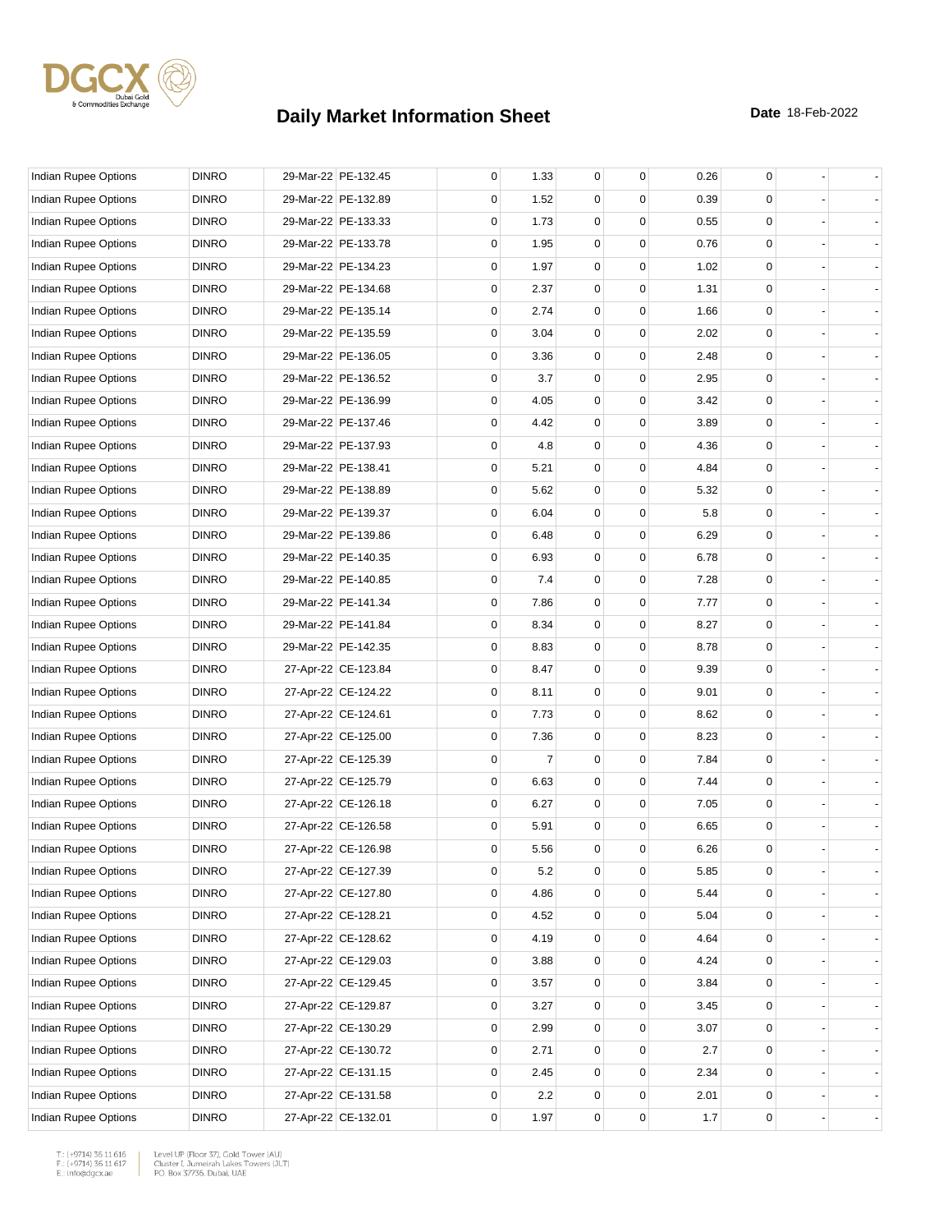# Daily Market Information Sheet

**Date** 18-Feb-2022

| | | | | | | | | | | | |
|---|---|---|---|---|---|---|---|---|---|---|---|
| Indian Rupee Options | DINRO | 29-Mar-22 | PE-132.45 | 0 | 1.33 | 0 | 0 | 0.26 | 0 | - | - |
| Indian Rupee Options | DINRO | 29-Mar-22 | PE-132.89 | 0 | 1.52 | 0 | 0 | 0.39 | 0 | - | - |
| Indian Rupee Options | DINRO | 29-Mar-22 | PE-133.33 | 0 | 1.73 | 0 | 0 | 0.55 | 0 | - | - |
| Indian Rupee Options | DINRO | 29-Mar-22 | PE-133.78 | 0 | 1.95 | 0 | 0 | 0.76 | 0 | - | - |
| Indian Rupee Options | DINRO | 29-Mar-22 | PE-134.23 | 0 | 1.97 | 0 | 0 | 1.02 | 0 | - | - |
| Indian Rupee Options | DINRO | 29-Mar-22 | PE-134.68 | 0 | 2.37 | 0 | 0 | 1.31 | 0 | - | - |
| Indian Rupee Options | DINRO | 29-Mar-22 | PE-135.14 | 0 | 2.74 | 0 | 0 | 1.66 | 0 | - | - |
| Indian Rupee Options | DINRO | 29-Mar-22 | PE-135.59 | 0 | 3.04 | 0 | 0 | 2.02 | 0 | - | - |
| Indian Rupee Options | DINRO | 29-Mar-22 | PE-136.05 | 0 | 3.36 | 0 | 0 | 2.48 | 0 | - | - |
| Indian Rupee Options | DINRO | 29-Mar-22 | PE-136.52 | 0 | 3.7 | 0 | 0 | 2.95 | 0 | - | - |
| Indian Rupee Options | DINRO | 29-Mar-22 | PE-136.99 | 0 | 4.05 | 0 | 0 | 3.42 | 0 | - | - |
| Indian Rupee Options | DINRO | 29-Mar-22 | PE-137.46 | 0 | 4.42 | 0 | 0 | 3.89 | 0 | - | - |
| Indian Rupee Options | DINRO | 29-Mar-22 | PE-137.93 | 0 | 4.8 | 0 | 0 | 4.36 | 0 | - | - |
| Indian Rupee Options | DINRO | 29-Mar-22 | PE-138.41 | 0 | 5.21 | 0 | 0 | 4.84 | 0 | - | - |
| Indian Rupee Options | DINRO | 29-Mar-22 | PE-138.89 | 0 | 5.62 | 0 | 0 | 5.32 | 0 | - | - |
| Indian Rupee Options | DINRO | 29-Mar-22 | PE-139.37 | 0 | 6.04 | 0 | 0 | 5.8 | 0 | - | - |
| Indian Rupee Options | DINRO | 29-Mar-22 | PE-139.86 | 0 | 6.48 | 0 | 0 | 6.29 | 0 | - | - |
| Indian Rupee Options | DINRO | 29-Mar-22 | PE-140.35 | 0 | 6.93 | 0 | 0 | 6.78 | 0 | - | - |
| Indian Rupee Options | DINRO | 29-Mar-22 | PE-140.85 | 0 | 7.4 | 0 | 0 | 7.28 | 0 | - | - |
| Indian Rupee Options | DINRO | 29-Mar-22 | PE-141.34 | 0 | 7.86 | 0 | 0 | 7.77 | 0 | - | - |
| Indian Rupee Options | DINRO | 29-Mar-22 | PE-141.84 | 0 | 8.34 | 0 | 0 | 8.27 | 0 | - | - |
| Indian Rupee Options | DINRO | 29-Mar-22 | PE-142.35 | 0 | 8.83 | 0 | 0 | 8.78 | 0 | - | - |
| Indian Rupee Options | DINRO | 27-Apr-22 | CE-123.84 | 0 | 8.47 | 0 | 0 | 9.39 | 0 | - | - |
| Indian Rupee Options | DINRO | 27-Apr-22 | CE-124.22 | 0 | 8.11 | 0 | 0 | 9.01 | 0 | - | - |
| Indian Rupee Options | DINRO | 27-Apr-22 | CE-124.61 | 0 | 7.73 | 0 | 0 | 8.62 | 0 | - | - |
| Indian Rupee Options | DINRO | 27-Apr-22 | CE-125.00 | 0 | 7.36 | 0 | 0 | 8.23 | 0 | - | - |
| Indian Rupee Options | DINRO | 27-Apr-22 | CE-125.39 | 0 | 7 | 0 | 0 | 7.84 | 0 | - | - |
| Indian Rupee Options | DINRO | 27-Apr-22 | CE-125.79 | 0 | 6.63 | 0 | 0 | 7.44 | 0 | - | - |
| Indian Rupee Options | DINRO | 27-Apr-22 | CE-126.18 | 0 | 6.27 | 0 | 0 | 7.05 | 0 | - | - |
| Indian Rupee Options | DINRO | 27-Apr-22 | CE-126.58 | 0 | 5.91 | 0 | 0 | 6.65 | 0 | - | - |
| Indian Rupee Options | DINRO | 27-Apr-22 | CE-126.98 | 0 | 5.56 | 0 | 0 | 6.26 | 0 | - | - |
| Indian Rupee Options | DINRO | 27-Apr-22 | CE-127.39 | 0 | 5.2 | 0 | 0 | 5.85 | 0 | - | - |
| Indian Rupee Options | DINRO | 27-Apr-22 | CE-127.80 | 0 | 4.86 | 0 | 0 | 5.44 | 0 | - | - |
| Indian Rupee Options | DINRO | 27-Apr-22 | CE-128.21 | 0 | 4.52 | 0 | 0 | 5.04 | 0 | - | - |
| Indian Rupee Options | DINRO | 27-Apr-22 | CE-128.62 | 0 | 4.19 | 0 | 0 | 4.64 | 0 | - | - |
| Indian Rupee Options | DINRO | 27-Apr-22 | CE-129.03 | 0 | 3.88 | 0 | 0 | 4.24 | 0 | - | - |
| Indian Rupee Options | DINRO | 27-Apr-22 | CE-129.45 | 0 | 3.57 | 0 | 0 | 3.84 | 0 | - | - |
| Indian Rupee Options | DINRO | 27-Apr-22 | CE-129.87 | 0 | 3.27 | 0 | 0 | 3.45 | 0 | - | - |
| Indian Rupee Options | DINRO | 27-Apr-22 | CE-130.29 | 0 | 2.99 | 0 | 0 | 3.07 | 0 | - | - |
| Indian Rupee Options | DINRO | 27-Apr-22 | CE-130.72 | 0 | 2.71 | 0 | 0 | 2.7 | 0 | - | - |
| Indian Rupee Options | DINRO | 27-Apr-22 | CE-131.15 | 0 | 2.45 | 0 | 0 | 2.34 | 0 | - | - |
| Indian Rupee Options | DINRO | 27-Apr-22 | CE-131.58 | 0 | 2.2 | 0 | 0 | 2.01 | 0 | - | - |
| Indian Rupee Options | DINRO | 27-Apr-22 | CE-132.01 | 0 | 1.97 | 0 | 0 | 1.7 | 0 | - | - |

T.: (+9714) 36 11 616
F.: (+9714) 36 11 617
E.: info@dgcx.ae

Level UP (Floor 37), Gold Tower (AU)
Cluster I, Jumeirah Lakes Towers (JLT)
P.O. Box 37736, Dubai, UAE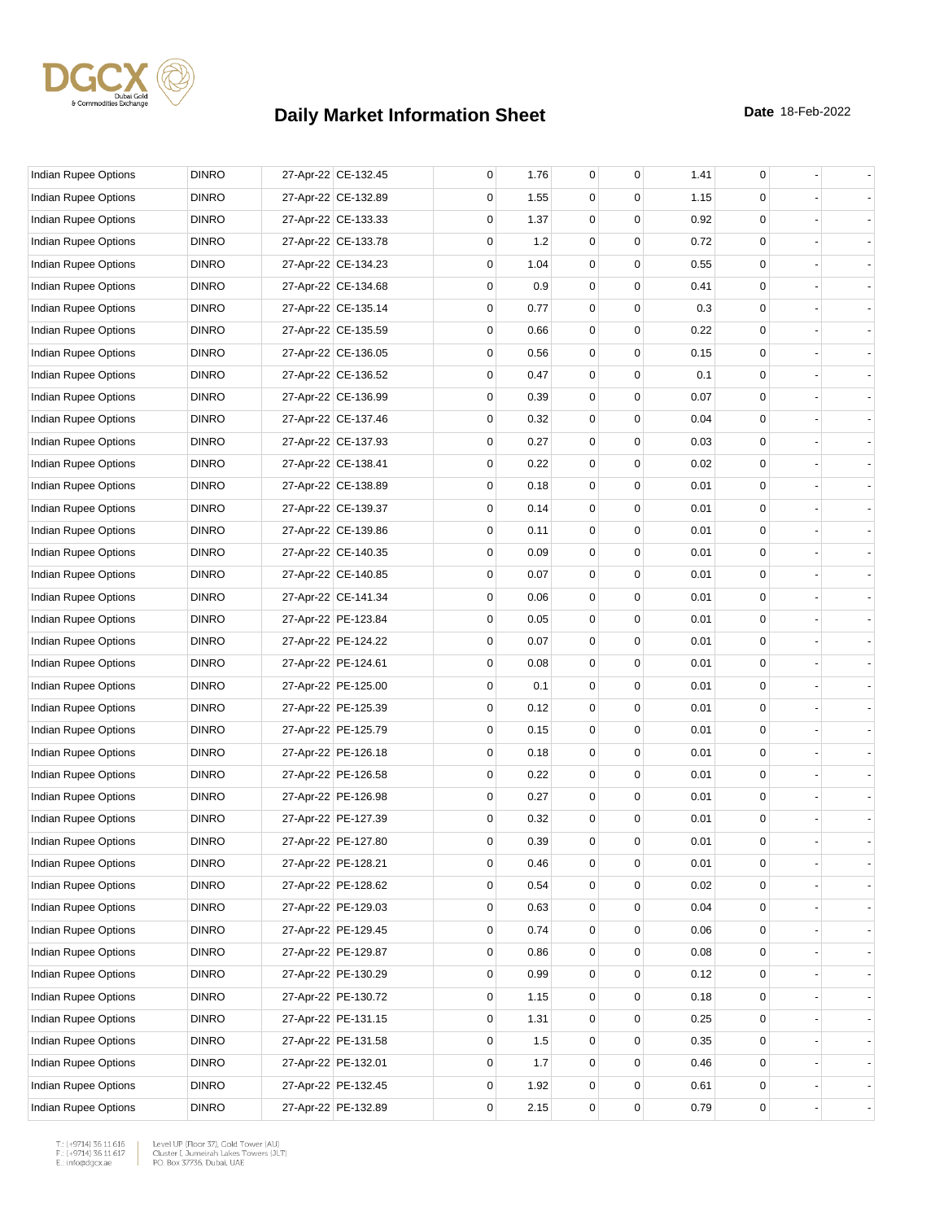# Daily Market Information Sheet

**Date** 18-Feb-2022

| | | | | | | | | | | | |
|---|---|---|---|---|---|---|---|---|---|---|---|
| Indian Rupee Options | DINRO | 27-Apr-22 | CE-132.45 | 0 | 1.76 | 0 | 0 | 1.41 | 0 | - | - |
| Indian Rupee Options | DINRO | 27-Apr-22 | CE-132.89 | 0 | 1.55 | 0 | 0 | 1.15 | 0 | - | - |
| Indian Rupee Options | DINRO | 27-Apr-22 | CE-133.33 | 0 | 1.37 | 0 | 0 | 0.92 | 0 | - | - |
| Indian Rupee Options | DINRO | 27-Apr-22 | CE-133.78 | 0 | 1.2 | 0 | 0 | 0.72 | 0 | - | - |
| Indian Rupee Options | DINRO | 27-Apr-22 | CE-134.23 | 0 | 1.04 | 0 | 0 | 0.55 | 0 | - | - |
| Indian Rupee Options | DINRO | 27-Apr-22 | CE-134.68 | 0 | 0.9 | 0 | 0 | 0.41 | 0 | - | - |
| Indian Rupee Options | DINRO | 27-Apr-22 | CE-135.14 | 0 | 0.77 | 0 | 0 | 0.3 | 0 | - | - |
| Indian Rupee Options | DINRO | 27-Apr-22 | CE-135.59 | 0 | 0.66 | 0 | 0 | 0.22 | 0 | - | - |
| Indian Rupee Options | DINRO | 27-Apr-22 | CE-136.05 | 0 | 0.56 | 0 | 0 | 0.15 | 0 | - | - |
| Indian Rupee Options | DINRO | 27-Apr-22 | CE-136.52 | 0 | 0.47 | 0 | 0 | 0.1 | 0 | - | - |
| Indian Rupee Options | DINRO | 27-Apr-22 | CE-136.99 | 0 | 0.39 | 0 | 0 | 0.07 | 0 | - | - |
| Indian Rupee Options | DINRO | 27-Apr-22 | CE-137.46 | 0 | 0.32 | 0 | 0 | 0.04 | 0 | - | - |
| Indian Rupee Options | DINRO | 27-Apr-22 | CE-137.93 | 0 | 0.27 | 0 | 0 | 0.03 | 0 | - | - |
| Indian Rupee Options | DINRO | 27-Apr-22 | CE-138.41 | 0 | 0.22 | 0 | 0 | 0.02 | 0 | - | - |
| Indian Rupee Options | DINRO | 27-Apr-22 | CE-138.89 | 0 | 0.18 | 0 | 0 | 0.01 | 0 | - | - |
| Indian Rupee Options | DINRO | 27-Apr-22 | CE-139.37 | 0 | 0.14 | 0 | 0 | 0.01 | 0 | - | - |
| Indian Rupee Options | DINRO | 27-Apr-22 | CE-139.86 | 0 | 0.11 | 0 | 0 | 0.01 | 0 | - | - |
| Indian Rupee Options | DINRO | 27-Apr-22 | CE-140.35 | 0 | 0.09 | 0 | 0 | 0.01 | 0 | - | - |
| Indian Rupee Options | DINRO | 27-Apr-22 | CE-140.85 | 0 | 0.07 | 0 | 0 | 0.01 | 0 | - | - |
| Indian Rupee Options | DINRO | 27-Apr-22 | CE-141.34 | 0 | 0.06 | 0 | 0 | 0.01 | 0 | - | - |
| Indian Rupee Options | DINRO | 27-Apr-22 | PE-123.84 | 0 | 0.05 | 0 | 0 | 0.01 | 0 | - | - |
| Indian Rupee Options | DINRO | 27-Apr-22 | PE-124.22 | 0 | 0.07 | 0 | 0 | 0.01 | 0 | - | - |
| Indian Rupee Options | DINRO | 27-Apr-22 | PE-124.61 | 0 | 0.08 | 0 | 0 | 0.01 | 0 | - | - |
| Indian Rupee Options | DINRO | 27-Apr-22 | PE-125.00 | 0 | 0.1 | 0 | 0 | 0.01 | 0 | - | - |
| Indian Rupee Options | DINRO | 27-Apr-22 | PE-125.39 | 0 | 0.12 | 0 | 0 | 0.01 | 0 | - | - |
| Indian Rupee Options | DINRO | 27-Apr-22 | PE-125.79 | 0 | 0.15 | 0 | 0 | 0.01 | 0 | - | - |
| Indian Rupee Options | DINRO | 27-Apr-22 | PE-126.18 | 0 | 0.18 | 0 | 0 | 0.01 | 0 | - | - |
| Indian Rupee Options | DINRO | 27-Apr-22 | PE-126.58 | 0 | 0.22 | 0 | 0 | 0.01 | 0 | - | - |
| Indian Rupee Options | DINRO | 27-Apr-22 | PE-126.98 | 0 | 0.27 | 0 | 0 | 0.01 | 0 | - | - |
| Indian Rupee Options | DINRO | 27-Apr-22 | PE-127.39 | 0 | 0.32 | 0 | 0 | 0.01 | 0 | - | - |
| Indian Rupee Options | DINRO | 27-Apr-22 | PE-127.80 | 0 | 0.39 | 0 | 0 | 0.01 | 0 | - | - |
| Indian Rupee Options | DINRO | 27-Apr-22 | PE-128.21 | 0 | 0.46 | 0 | 0 | 0.01 | 0 | - | - |
| Indian Rupee Options | DINRO | 27-Apr-22 | PE-128.62 | 0 | 0.54 | 0 | 0 | 0.02 | 0 | - | - |
| Indian Rupee Options | DINRO | 27-Apr-22 | PE-129.03 | 0 | 0.63 | 0 | 0 | 0.04 | 0 | - | - |
| Indian Rupee Options | DINRO | 27-Apr-22 | PE-129.45 | 0 | 0.74 | 0 | 0 | 0.06 | 0 | - | - |
| Indian Rupee Options | DINRO | 27-Apr-22 | PE-129.87 | 0 | 0.86 | 0 | 0 | 0.08 | 0 | - | - |
| Indian Rupee Options | DINRO | 27-Apr-22 | PE-130.29 | 0 | 0.99 | 0 | 0 | 0.12 | 0 | - | - |
| Indian Rupee Options | DINRO | 27-Apr-22 | PE-130.72 | 0 | 1.15 | 0 | 0 | 0.18 | 0 | - | - |
| Indian Rupee Options | DINRO | 27-Apr-22 | PE-131.15 | 0 | 1.31 | 0 | 0 | 0.25 | 0 | - | - |
| Indian Rupee Options | DINRO | 27-Apr-22 | PE-131.58 | 0 | 1.5 | 0 | 0 | 0.35 | 0 | - | - |
| Indian Rupee Options | DINRO | 27-Apr-22 | PE-132.01 | 0 | 1.7 | 0 | 0 | 0.46 | 0 | - | - |
| Indian Rupee Options | DINRO | 27-Apr-22 | PE-132.45 | 0 | 1.92 | 0 | 0 | 0.61 | 0 | - | - |
| Indian Rupee Options | DINRO | 27-Apr-22 | PE-132.89 | 0 | 2.15 | 0 | 0 | 0.79 | 0 | - | - |

T.: (+9714) 36 11 616
F.: (+9714) 36 11 617
E.: info@dgcx.ae

Level UP (Floor 37), Gold Tower (AU)
Cluster I, Jumeirah Lakes Towers (JLT)
P.O. Box 37736, Dubai, UAE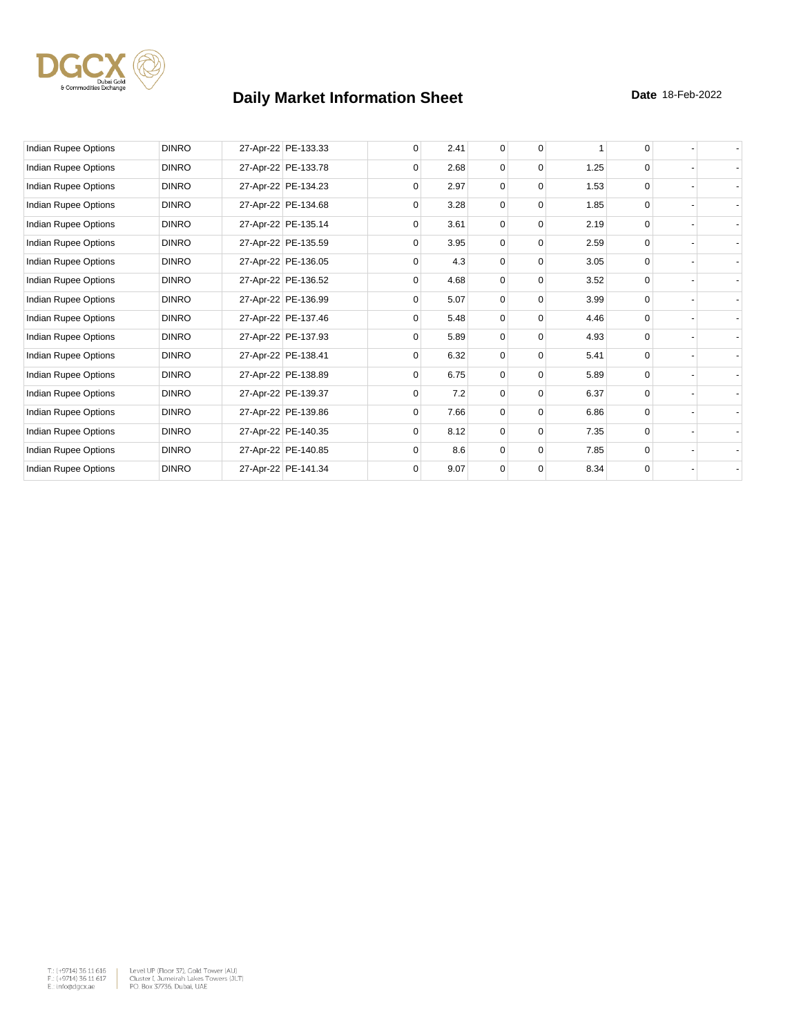# Daily Market Information Sheet

**Date** 18-Feb-2022

| | | | | | | | | | | | |
|---|---|---|---|---|---|---|---|---|---|---|---|
| Indian Rupee Options | DINRO | 27-Apr-22 | PE-133.33 | 0 | 2.41 | 0 | 0 | 1 | 0 | - | - |
| Indian Rupee Options | DINRO | 27-Apr-22 | PE-133.78 | 0 | 2.68 | 0 | 0 | 1.25 | 0 | - | - |
| Indian Rupee Options | DINRO | 27-Apr-22 | PE-134.23 | 0 | 2.97 | 0 | 0 | 1.53 | 0 | - | - |
| Indian Rupee Options | DINRO | 27-Apr-22 | PE-134.68 | 0 | 3.28 | 0 | 0 | 1.85 | 0 | - | - |
| Indian Rupee Options | DINRO | 27-Apr-22 | PE-135.14 | 0 | 3.61 | 0 | 0 | 2.19 | 0 | - | - |
| Indian Rupee Options | DINRO | 27-Apr-22 | PE-135.59 | 0 | 3.95 | 0 | 0 | 2.59 | 0 | - | - |
| Indian Rupee Options | DINRO | 27-Apr-22 | PE-136.05 | 0 | 4.3 | 0 | 0 | 3.05 | 0 | - | - |
| Indian Rupee Options | DINRO | 27-Apr-22 | PE-136.52 | 0 | 4.68 | 0 | 0 | 3.52 | 0 | - | - |
| Indian Rupee Options | DINRO | 27-Apr-22 | PE-136.99 | 0 | 5.07 | 0 | 0 | 3.99 | 0 | - | - |
| Indian Rupee Options | DINRO | 27-Apr-22 | PE-137.46 | 0 | 5.48 | 0 | 0 | 4.46 | 0 | - | - |
| Indian Rupee Options | DINRO | 27-Apr-22 | PE-137.93 | 0 | 5.89 | 0 | 0 | 4.93 | 0 | - | - |
| Indian Rupee Options | DINRO | 27-Apr-22 | PE-138.41 | 0 | 6.32 | 0 | 0 | 5.41 | 0 | - | - |
| Indian Rupee Options | DINRO | 27-Apr-22 | PE-138.89 | 0 | 6.75 | 0 | 0 | 5.89 | 0 | - | - |
| Indian Rupee Options | DINRO | 27-Apr-22 | PE-139.37 | 0 | 7.2 | 0 | 0 | 6.37 | 0 | - | - |
| Indian Rupee Options | DINRO | 27-Apr-22 | PE-139.86 | 0 | 7.66 | 0 | 0 | 6.86 | 0 | - | - |
| Indian Rupee Options | DINRO | 27-Apr-22 | PE-140.35 | 0 | 8.12 | 0 | 0 | 7.35 | 0 | - | - |
| Indian Rupee Options | DINRO | 27-Apr-22 | PE-140.85 | 0 | 8.6 | 0 | 0 | 7.85 | 0 | - | - |
| Indian Rupee Options | DINRO | 27-Apr-22 | PE-141.34 | 0 | 9.07 | 0 | 0 | 8.34 | 0 | - | - |

T.: (+9714) 36 11 616
F.: (+9714) 36 11 617
E.: info@dgcx.ae

Level UP (Floor 37), Gold Tower (AU)
Cluster I, Jumeirah Lakes Towers (JLT)
P.O. Box 37736, Dubai, UAE